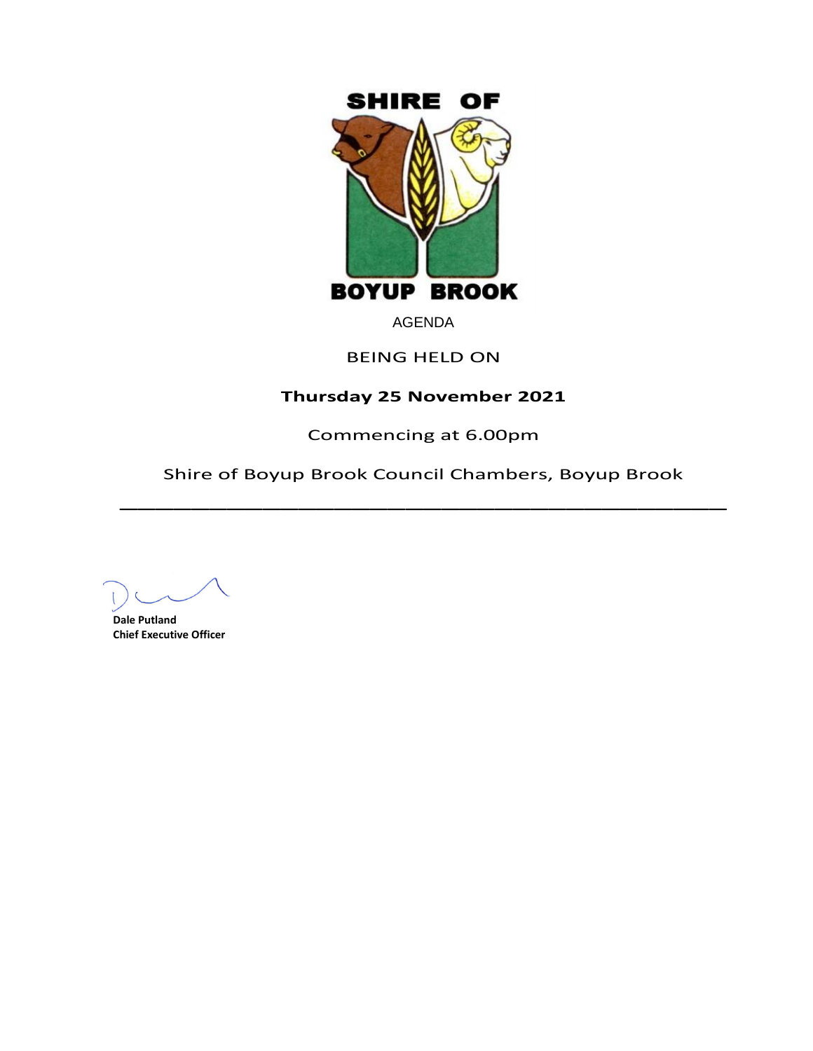# SHIRE OF BOYUP BROOK

AGENDA

BEING HELD ON

**Thursday 25 November 2021**

Commencing at 6.00pm

Shire of Boyup Brook Council Chambers, Boyup Brook

---

**Dale Putland**
**Chief Executive Officer**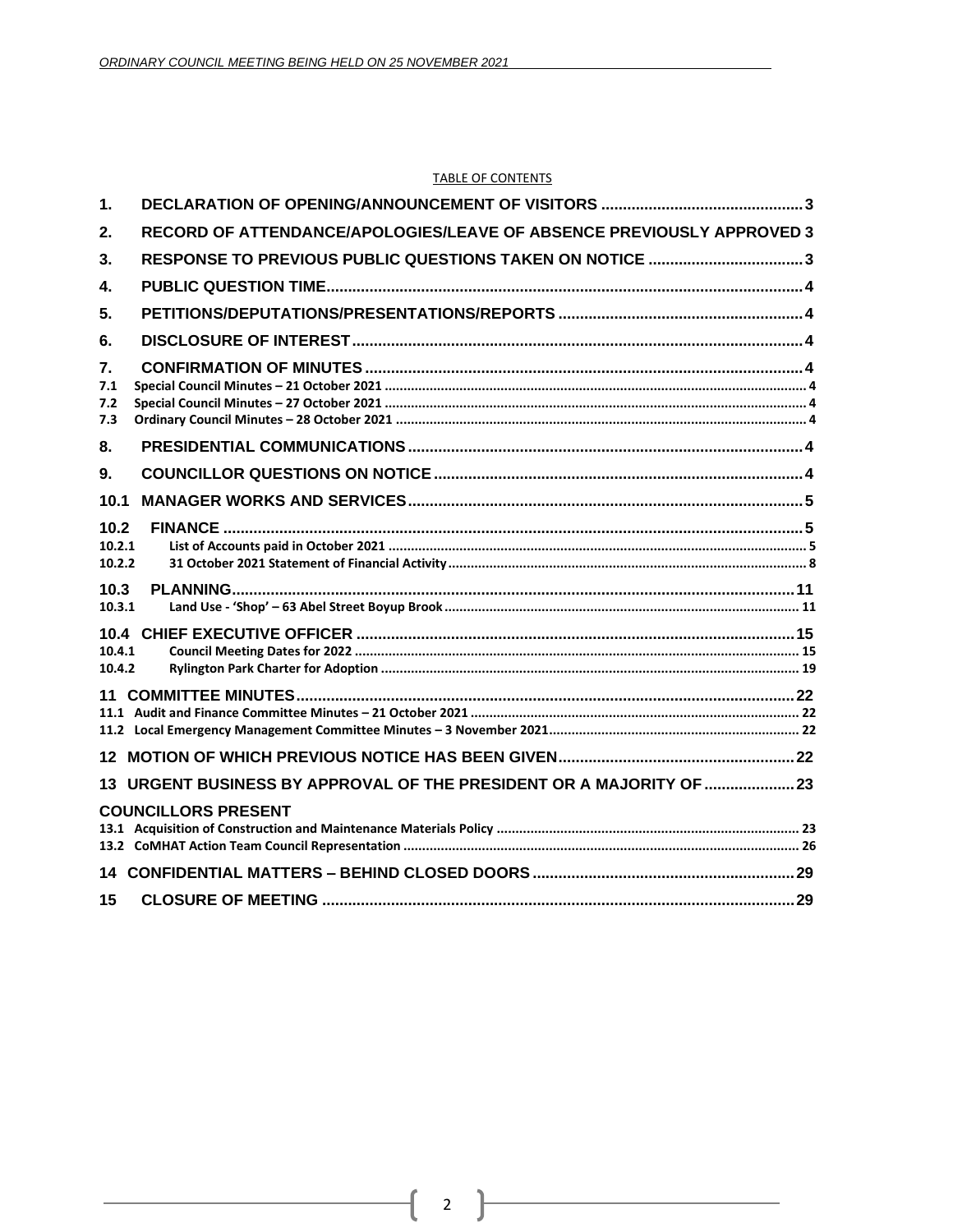TABLE OF CONTENTS

| | | |
|---|---|---|
| **1.** | **DECLARATION OF OPENING/ANNOUNCEMENT OF VISITORS** | **3** |
| **2.** | **RECORD OF ATTENDANCE/APOLOGIES/LEAVE OF ABSENCE PREVIOUSLY APPROVED** | **3** |
| **3.** | **RESPONSE TO PREVIOUS PUBLIC QUESTIONS TAKEN ON NOTICE** | **3** |
| **4.** | **PUBLIC QUESTION TIME** | **4** |
| **5.** | **PETITIONS/DEPUTATIONS/PRESENTATIONS/REPORTS** | **4** |
| **6.** | **DISCLOSURE OF INTEREST** | **4** |
| **7.** | **CONFIRMATION OF MINUTES** | **4** |
| 7.1 | Special Council Minutes – 21 October 2021 | 4 |
| 7.2 | Special Council Minutes – 27 October 2021 | 4 |
| 7.3 | Ordinary Council Minutes – 28 October 2021 | 4 |
| **8.** | **PRESIDENTIAL COMMUNICATIONS** | **4** |
| **9.** | **COUNCILLOR QUESTIONS ON NOTICE** | **4** |
| **10.1** | **MANAGER WORKS AND SERVICES** | **5** |
| **10.2** | **FINANCE** | **5** |
| 10.2.1 | List of Accounts paid in October 2021 | 5 |
| 10.2.2 | 31 October 2021 Statement of Financial Activity | 8 |
| **10.3** | **PLANNING** | **11** |
| 10.3.1 | Land Use - 'Shop' – 63 Abel Street Boyup Brook | 11 |
| **10.4** | **CHIEF EXECUTIVE OFFICER** | **15** |
| 10.4.1 | Council Meeting Dates for 2022 | 15 |
| 10.4.2 | Rylington Park Charter for Adoption | 19 |
| **11** | **COMMITTEE MINUTES** | **22** |
| 11.1 | Audit and Finance Committee Minutes – 21 October 2021 | 22 |
| 11.2 | Local Emergency Management Committee Minutes – 3 November 2021 | 22 |
| **12** | **MOTION OF WHICH PREVIOUS NOTICE HAS BEEN GIVEN** | **22** |
| **13** | **URGENT BUSINESS BY APPROVAL OF THE PRESIDENT OR A MAJORITY OF COUNCILLORS PRESENT** | **23** |
| 13.1 | Acquisition of Construction and Maintenance Materials Policy | 23 |
| 13.2 | CoMHAT Action Team Council Representation | 26 |
| **14** | **CONFIDENTIAL MATTERS – BEHIND CLOSED DOORS** | **29** |
| **15** | **CLOSURE OF MEETING** | **29** |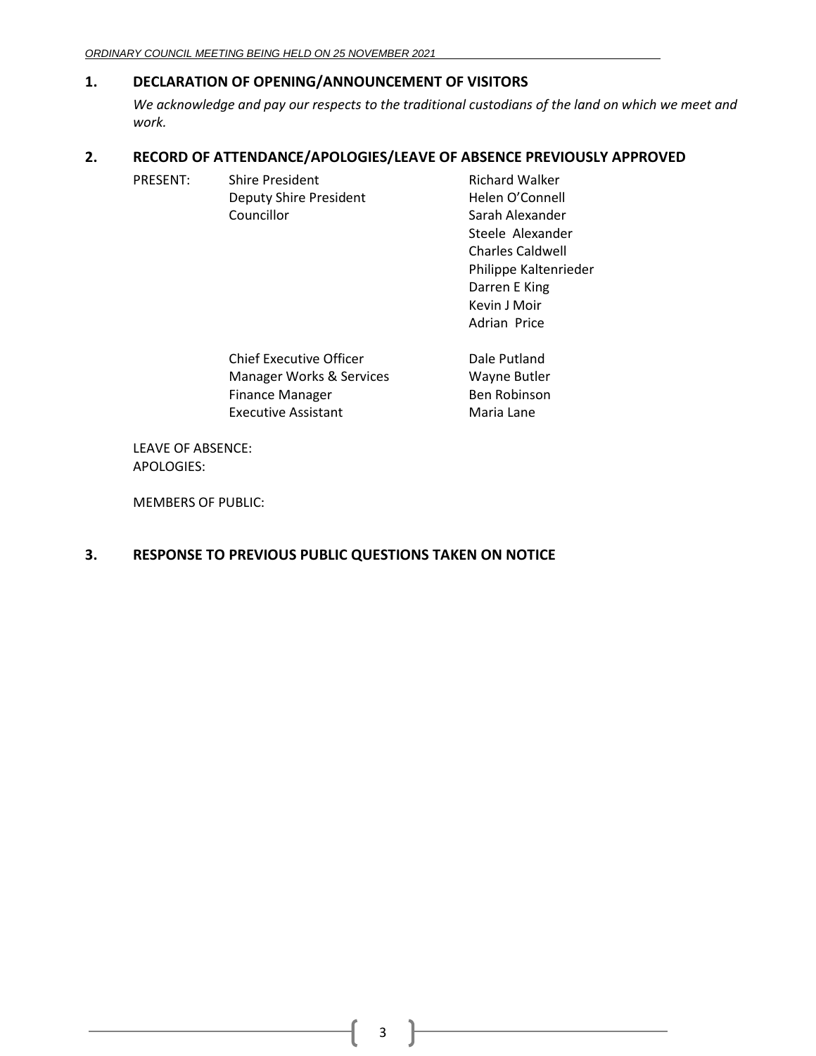## 1. DECLARATION OF OPENING/ANNOUNCEMENT OF VISITORS

*We acknowledge and pay our respects to the traditional custodians of the land on which we meet and work.*

## 2. RECORD OF ATTENDANCE/APOLOGIES/LEAVE OF ABSENCE PREVIOUSLY APPROVED

| PRESENT: | Shire President | Richard Walker |
|---|---|---|
| | Deputy Shire President | Helen O'Connell |
| | Councillor | Sarah Alexander |
| | | Steele Alexander |
| | | Charles Caldwell |
| | | Philippe Kaltenrieder |
| | | Darren E King |
| | | Kevin J Moir |
| | | Adrian Price |
| | Chief Executive Officer | Dale Putland |
| | Manager Works & Services | Wayne Butler |
| | Finance Manager | Ben Robinson |
| | Executive Assistant | Maria Lane |

LEAVE OF ABSENCE:
APOLOGIES:

MEMBERS OF PUBLIC:

## 3. RESPONSE TO PREVIOUS PUBLIC QUESTIONS TAKEN ON NOTICE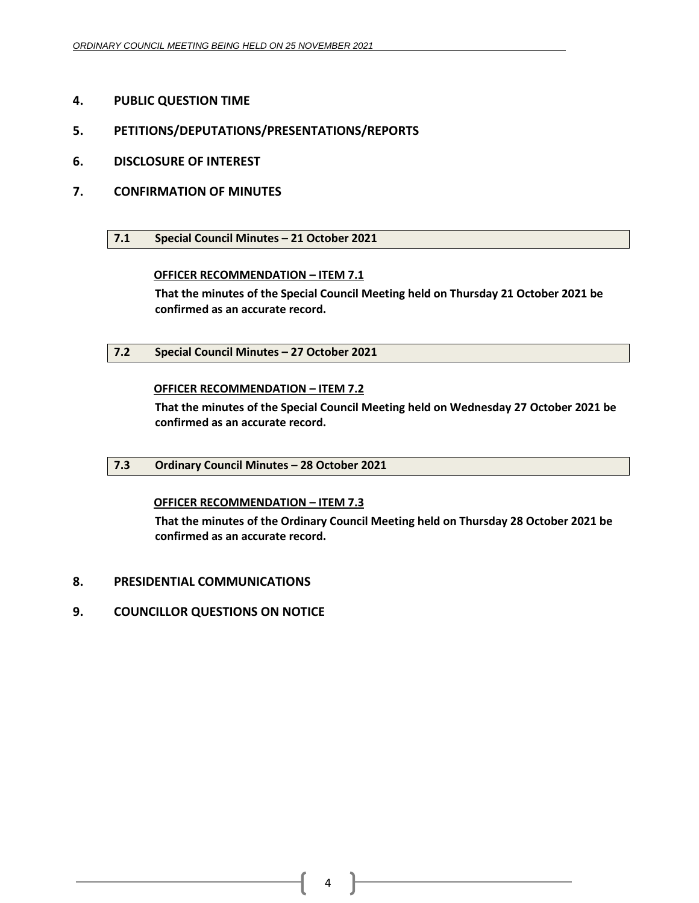## 4. PUBLIC QUESTION TIME

## 5. PETITIONS/DEPUTATIONS/PRESENTATIONS/REPORTS

## 6. DISCLOSURE OF INTEREST

## 7. CONFIRMATION OF MINUTES

### 7.1 Special Council Minutes – 21 October 2021

**OFFICER RECOMMENDATION – ITEM 7.1**

**That the minutes of the Special Council Meeting held on Thursday 21 October 2021 be confirmed as an accurate record.**

### 7.2 Special Council Minutes – 27 October 2021

**OFFICER RECOMMENDATION – ITEM 7.2**

**That the minutes of the Special Council Meeting held on Wednesday 27 October 2021 be confirmed as an accurate record.**

### 7.3 Ordinary Council Minutes – 28 October 2021

**OFFICER RECOMMENDATION – ITEM 7.3**

**That the minutes of the Ordinary Council Meeting held on Thursday 28 October 2021 be confirmed as an accurate record.**

## 8. PRESIDENTIAL COMMUNICATIONS

## 9. COUNCILLOR QUESTIONS ON NOTICE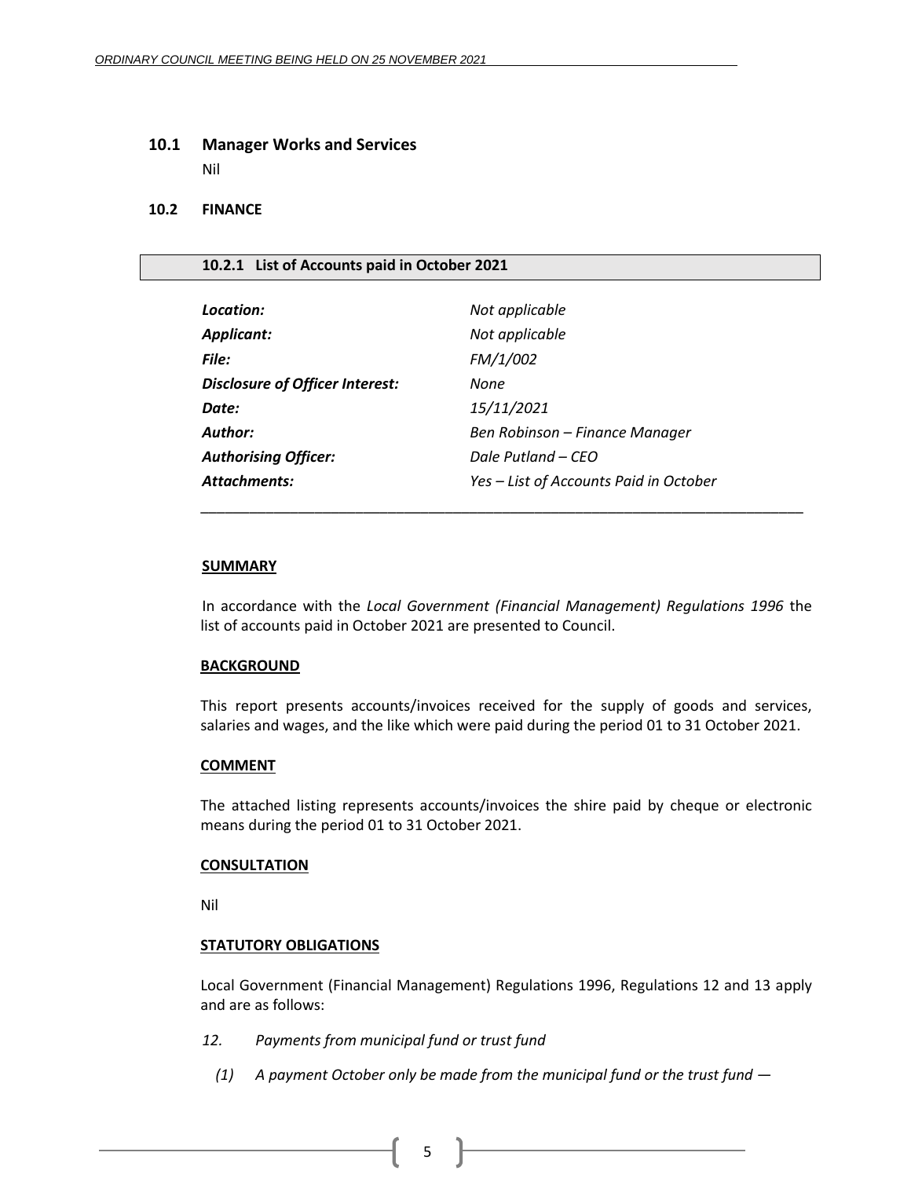## 10.1 Manager Works and Services

Nil

## 10.2 FINANCE

### 10.2.1 List of Accounts paid in October 2021

| | |
|---|---|
| ***Location:*** | *Not applicable* |
| ***Applicant:*** | *Not applicable* |
| ***File:*** | *FM/1/002* |
| ***Disclosure of Officer Interest:*** | *None* |
| ***Date:*** | *15/11/2021* |
| ***Author:*** | *Ben Robinson – Finance Manager* |
| ***Authorising Officer:*** | *Dale Putland – CEO* |
| ***Attachments:*** | *Yes – List of Accounts Paid in October* |

---

**SUMMARY**

In accordance with the *Local Government (Financial Management) Regulations 1996* the list of accounts paid in October 2021 are presented to Council.

**BACKGROUND**

This report presents accounts/invoices received for the supply of goods and services, salaries and wages, and the like which were paid during the period 01 to 31 October 2021.

**COMMENT**

The attached listing represents accounts/invoices the shire paid by cheque or electronic means during the period 01 to 31 October 2021.

**CONSULTATION**

Nil

**STATUTORY OBLIGATIONS**

Local Government (Financial Management) Regulations 1996, Regulations 12 and 13 apply and are as follows:

*12. Payments from municipal fund or trust fund*

*(1) A payment October only be made from the municipal fund or the trust fund —*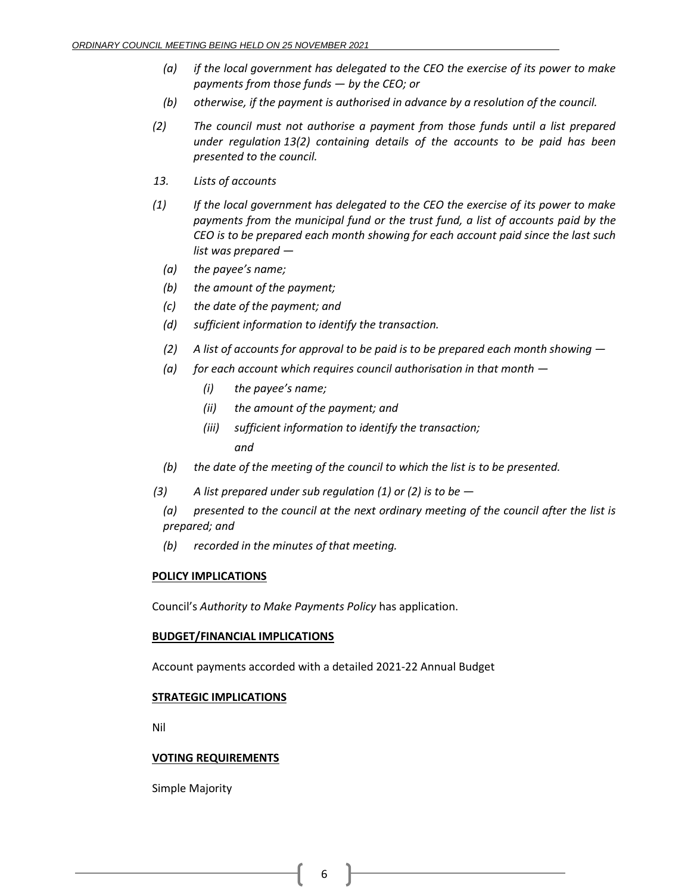*(a) if the local government has delegated to the CEO the exercise of its power to make payments from those funds — by the CEO; or*

*(b) otherwise, if the payment is authorised in advance by a resolution of the council.*

*(2) The council must not authorise a payment from those funds until a list prepared under regulation 13(2) containing details of the accounts to be paid has been presented to the council.*

*13. Lists of accounts*

*(1) If the local government has delegated to the CEO the exercise of its power to make payments from the municipal fund or the trust fund, a list of accounts paid by the CEO is to be prepared each month showing for each account paid since the last such list was prepared —*

*(a) the payee's name;*

*(b) the amount of the payment;*

*(c) the date of the payment; and*

*(d) sufficient information to identify the transaction.*

*(2) A list of accounts for approval to be paid is to be prepared each month showing —*

*(a) for each account which requires council authorisation in that month —*

*(i) the payee's name;*

*(ii) the amount of the payment; and*

*(iii) sufficient information to identify the transaction;*

*and*

*(b) the date of the meeting of the council to which the list is to be presented.*

*(3) A list prepared under sub regulation (1) or (2) is to be —*

*(a) presented to the council at the next ordinary meeting of the council after the list is prepared; and*

*(b) recorded in the minutes of that meeting.*

**POLICY IMPLICATIONS**

Council's *Authority to Make Payments Policy* has application.

**BUDGET/FINANCIAL IMPLICATIONS**

Account payments accorded with a detailed 2021-22 Annual Budget

**STRATEGIC IMPLICATIONS**

Nil

**VOTING REQUIREMENTS**

Simple Majority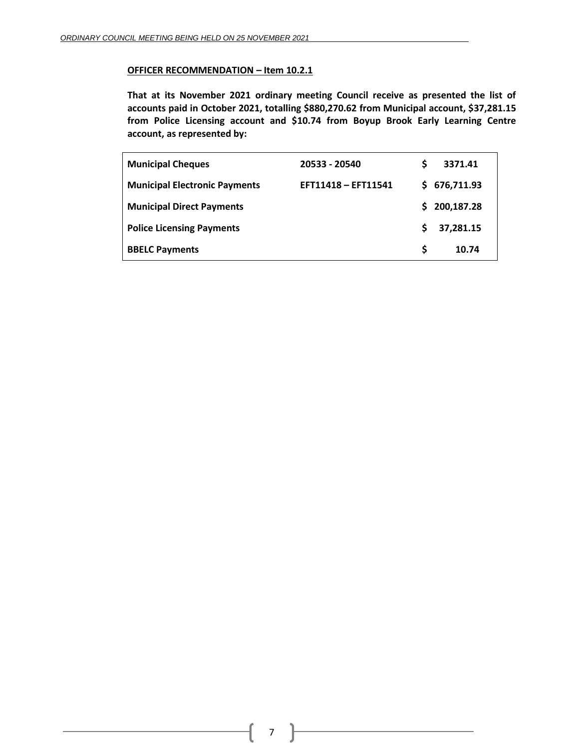**OFFICER RECOMMENDATION – Item 10.2.1**

**That at its November 2021 ordinary meeting Council receive as presented the list of accounts paid in October 2021, totalling $880,270.62 from Municipal account, $37,281.15 from Police Licensing account and $10.74 from Boyup Brook Early Learning Centre account, as represented by:**

| | | |
|---|---|---|
| **Municipal Cheques** | **20533 - 20540** | **$ 3371.41** |
| **Municipal Electronic Payments** | **EFT11418 – EFT11541** | **$ 676,711.93** |
| **Municipal Direct Payments** | | **$ 200,187.28** |
| **Police Licensing Payments** | | **$ 37,281.15** |
| **BBELC Payments** | | **$ 10.74** |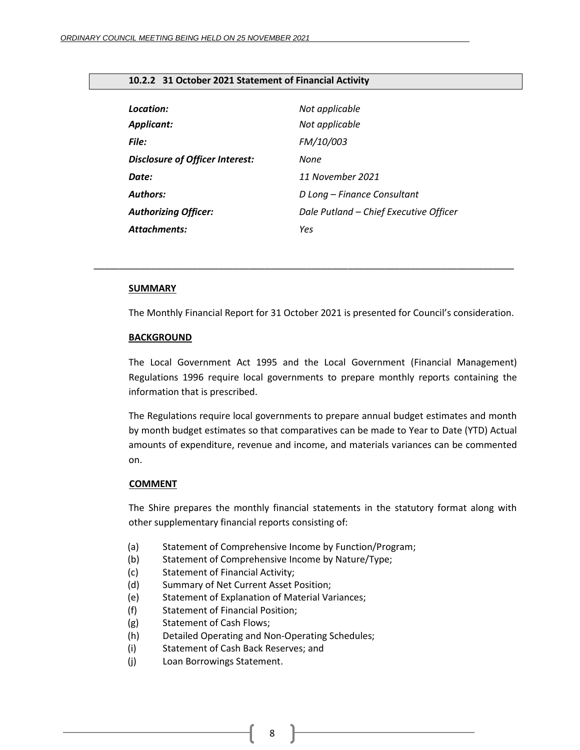### 10.2.2 31 October 2021 Statement of Financial Activity

| | |
|---|---|
| ***Location:*** | *Not applicable* |
| ***Applicant:*** | *Not applicable* |
| ***File:*** | *FM/10/003* |
| ***Disclosure of Officer Interest:*** | *None* |
| ***Date:*** | *11 November 2021* |
| ***Authors:*** | *D Long – Finance Consultant* |
| ***Authorizing Officer:*** | *Dale Putland – Chief Executive Officer* |
| ***Attachments:*** | *Yes* |

---

**SUMMARY**

The Monthly Financial Report for 31 October 2021 is presented for Council's consideration.

**BACKGROUND**

The Local Government Act 1995 and the Local Government (Financial Management) Regulations 1996 require local governments to prepare monthly reports containing the information that is prescribed.

The Regulations require local governments to prepare annual budget estimates and month by month budget estimates so that comparatives can be made to Year to Date (YTD) Actual amounts of expenditure, revenue and income, and materials variances can be commented on.

**COMMENT**

The Shire prepares the monthly financial statements in the statutory format along with other supplementary financial reports consisting of:

(a) Statement of Comprehensive Income by Function/Program;
(b) Statement of Comprehensive Income by Nature/Type;
(c) Statement of Financial Activity;
(d) Summary of Net Current Asset Position;
(e) Statement of Explanation of Material Variances;
(f) Statement of Financial Position;
(g) Statement of Cash Flows;
(h) Detailed Operating and Non-Operating Schedules;
(i) Statement of Cash Back Reserves; and
(j) Loan Borrowings Statement.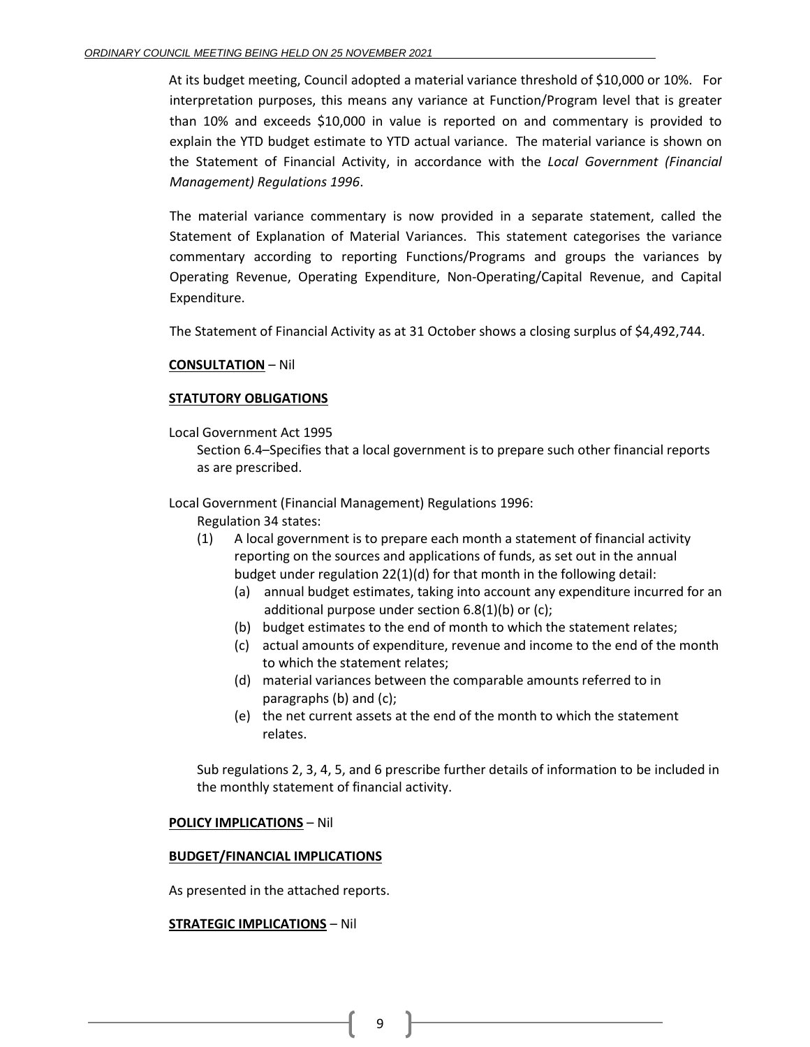At its budget meeting, Council adopted a material variance threshold of $10,000 or 10%. For interpretation purposes, this means any variance at Function/Program level that is greater than 10% and exceeds $10,000 in value is reported on and commentary is provided to explain the YTD budget estimate to YTD actual variance. The material variance is shown on the Statement of Financial Activity, in accordance with the *Local Government (Financial Management) Regulations 1996*.

The material variance commentary is now provided in a separate statement, called the Statement of Explanation of Material Variances. This statement categorises the variance commentary according to reporting Functions/Programs and groups the variances by Operating Revenue, Operating Expenditure, Non-Operating/Capital Revenue, and Capital Expenditure.

The Statement of Financial Activity as at 31 October shows a closing surplus of $4,492,744.

**CONSULTATION** – Nil

**STATUTORY OBLIGATIONS**

Local Government Act 1995

Section 6.4–Specifies that a local government is to prepare such other financial reports as are prescribed.

Local Government (Financial Management) Regulations 1996:

Regulation 34 states:

(1) A local government is to prepare each month a statement of financial activity reporting on the sources and applications of funds, as set out in the annual budget under regulation 22(1)(d) for that month in the following detail:
   - (a) annual budget estimates, taking into account any expenditure incurred for an additional purpose under section 6.8(1)(b) or (c);
   - (b) budget estimates to the end of month to which the statement relates;
   - (c) actual amounts of expenditure, revenue and income to the end of the month to which the statement relates;
   - (d) material variances between the comparable amounts referred to in paragraphs (b) and (c);
   - (e) the net current assets at the end of the month to which the statement relates.

Sub regulations 2, 3, 4, 5, and 6 prescribe further details of information to be included in the monthly statement of financial activity.

**POLICY IMPLICATIONS** – Nil

**BUDGET/FINANCIAL IMPLICATIONS**

As presented in the attached reports.

**STRATEGIC IMPLICATIONS** – Nil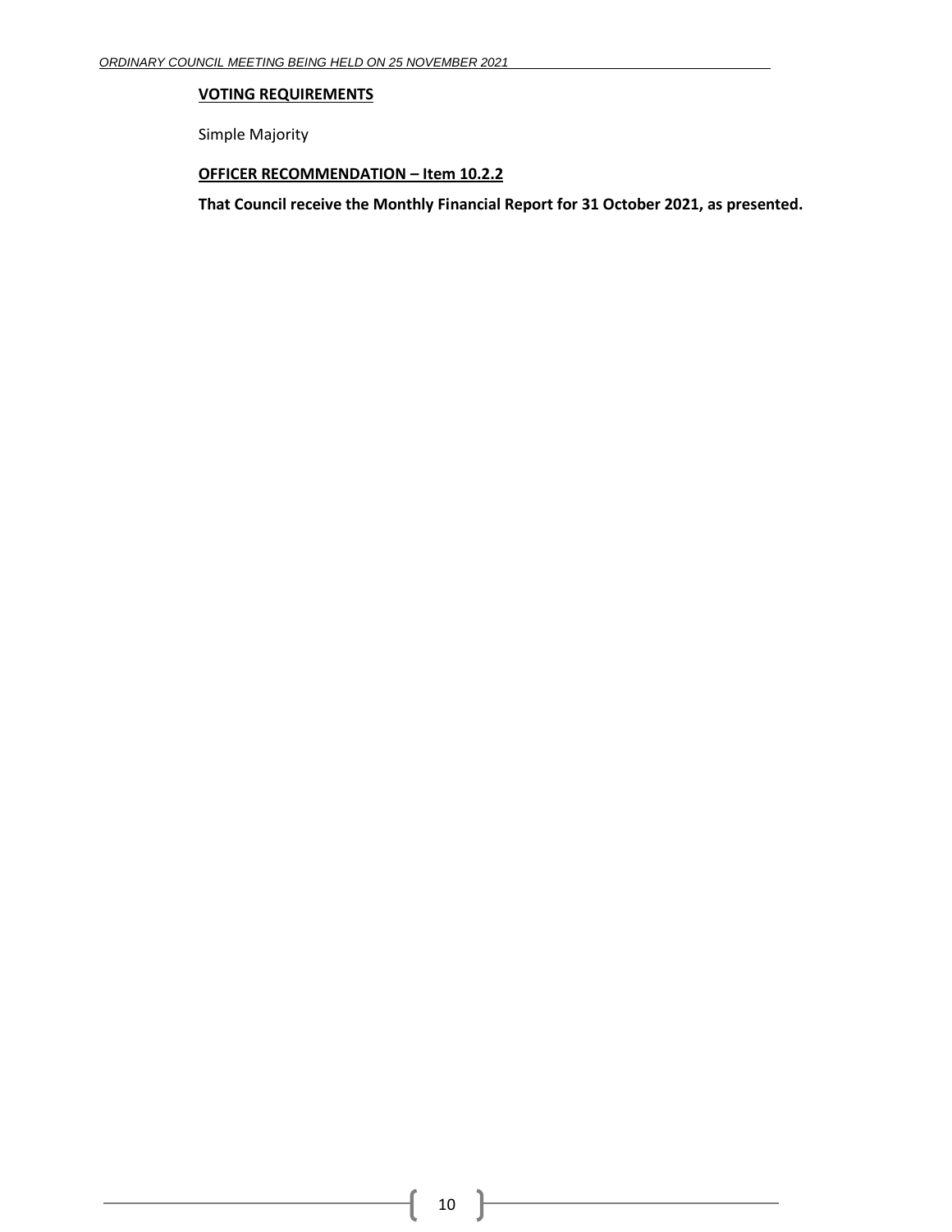**VOTING REQUIREMENTS**

Simple Majority

**OFFICER RECOMMENDATION – Item 10.2.2**

**That Council receive the Monthly Financial Report for 31 October 2021, as presented.**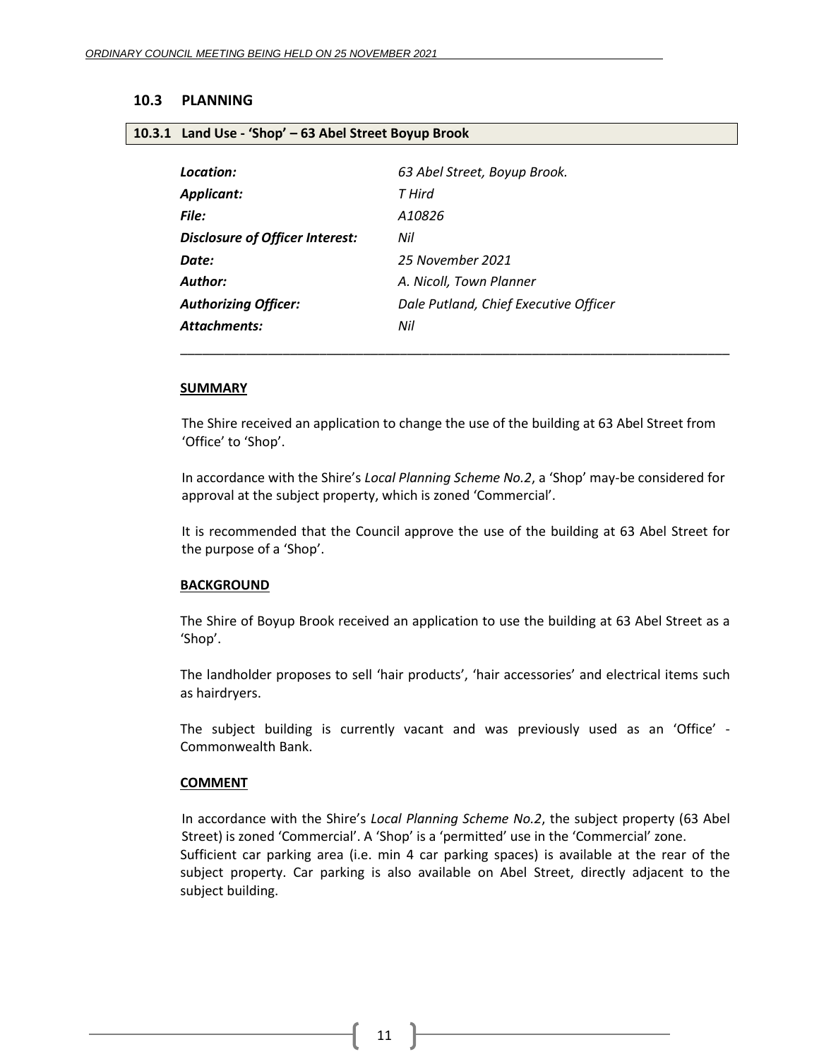## 10.3 PLANNING

### 10.3.1 Land Use - 'Shop' – 63 Abel Street Boyup Brook

| | |
|---|---|
| ***Location:*** | *63 Abel Street, Boyup Brook.* |
| ***Applicant:*** | *T Hird* |
| ***File:*** | *A10826* |
| ***Disclosure of Officer Interest:*** | *Nil* |
| ***Date:*** | *25 November 2021* |
| ***Author:*** | *A. Nicoll, Town Planner* |
| ***Authorizing Officer:*** | *Dale Putland, Chief Executive Officer* |
| ***Attachments:*** | *Nil* |

---

**SUMMARY**

The Shire received an application to change the use of the building at 63 Abel Street from 'Office' to 'Shop'.

In accordance with the Shire's *Local Planning Scheme No.2*, a 'Shop' may-be considered for approval at the subject property, which is zoned 'Commercial'.

It is recommended that the Council approve the use of the building at 63 Abel Street for the purpose of a 'Shop'.

**BACKGROUND**

The Shire of Boyup Brook received an application to use the building at 63 Abel Street as a 'Shop'.

The landholder proposes to sell 'hair products', 'hair accessories' and electrical items such as hairdryers.

The subject building is currently vacant and was previously used as an 'Office' - Commonwealth Bank.

**COMMENT**

In accordance with the Shire's *Local Planning Scheme No.2*, the subject property (63 Abel Street) is zoned 'Commercial'. A 'Shop' is a 'permitted' use in the 'Commercial' zone.
Sufficient car parking area (i.e. min 4 car parking spaces) is available at the rear of the subject property. Car parking is also available on Abel Street, directly adjacent to the subject building.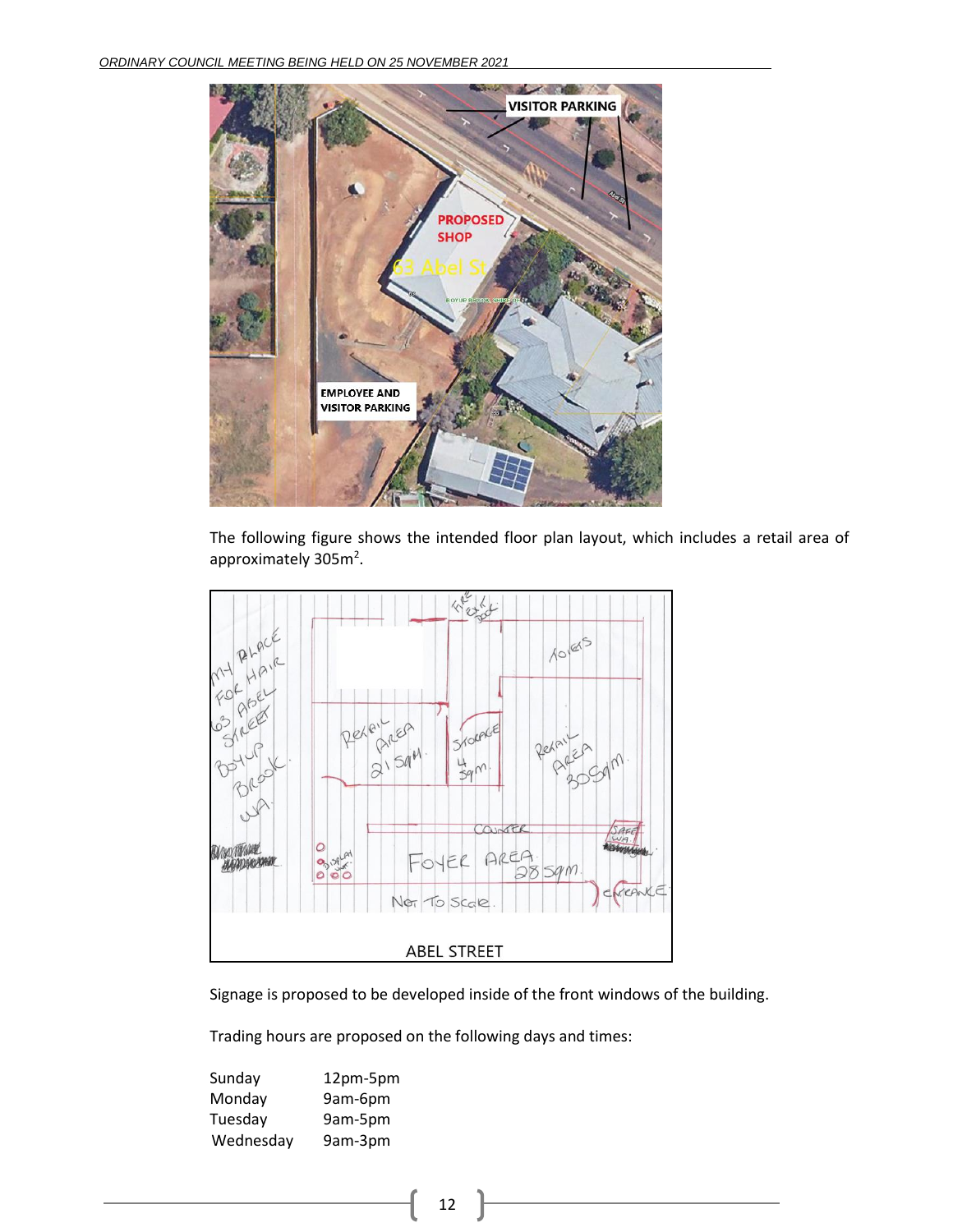The following figure shows the intended floor plan layout, which includes a retail area of approximately 305m$^2$.

Signage is proposed to be developed inside of the front windows of the building.

Trading hours are proposed on the following days and times:

| | |
|---|---|
| Sunday | 12pm-5pm |
| Monday | 9am-6pm |
| Tuesday | 9am-5pm |
| Wednesday | 9am-3pm |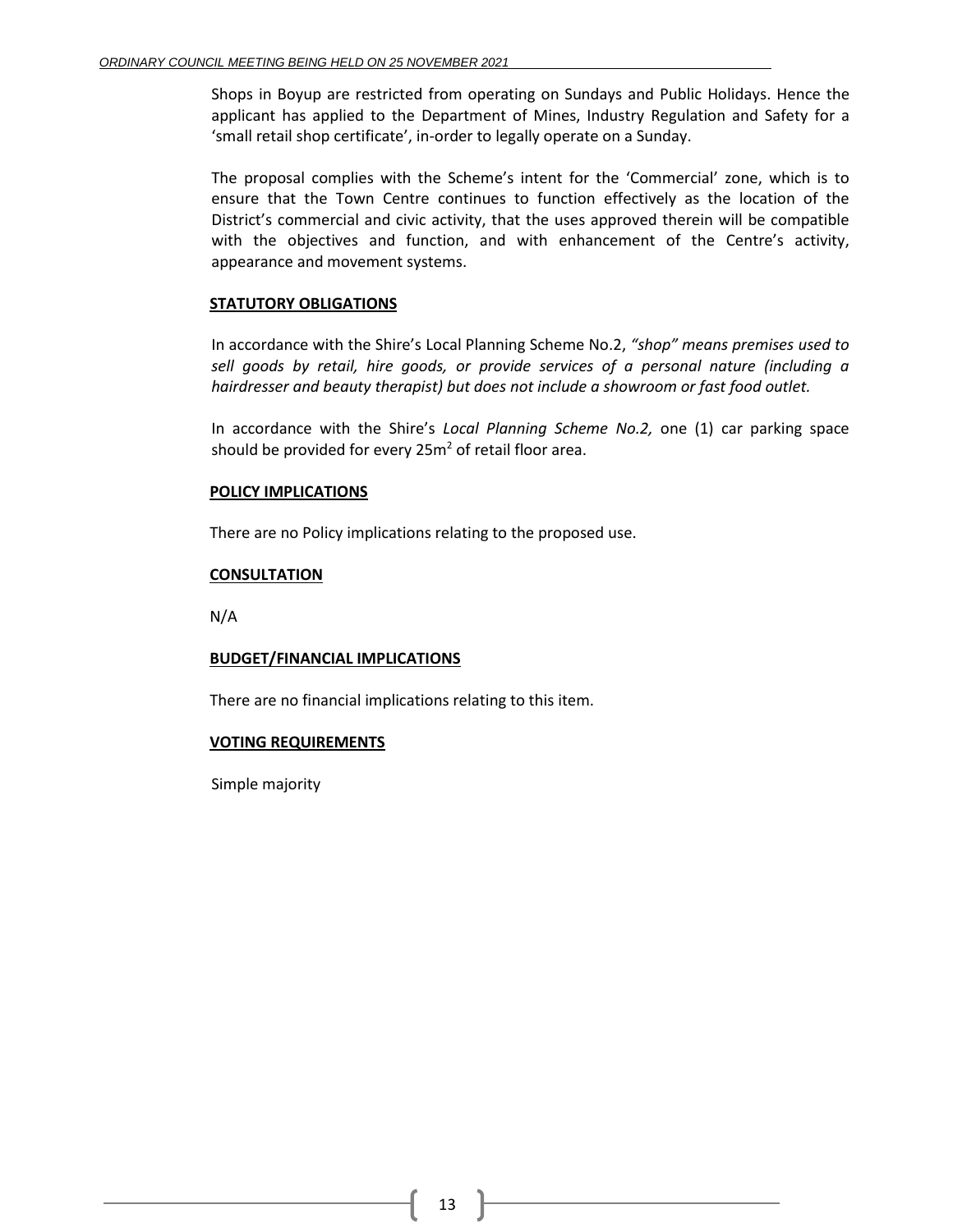Shops in Boyup are restricted from operating on Sundays and Public Holidays. Hence the applicant has applied to the Department of Mines, Industry Regulation and Safety for a 'small retail shop certificate', in-order to legally operate on a Sunday.

The proposal complies with the Scheme's intent for the 'Commercial' zone, which is to ensure that the Town Centre continues to function effectively as the location of the District's commercial and civic activity, that the uses approved therein will be compatible with the objectives and function, and with enhancement of the Centre's activity, appearance and movement systems.

**STATUTORY OBLIGATIONS**

In accordance with the Shire's Local Planning Scheme No.2, *"shop" means premises used to sell goods by retail, hire goods, or provide services of a personal nature (including a hairdresser and beauty therapist) but does not include a showroom or fast food outlet.*

In accordance with the Shire's *Local Planning Scheme No.2,* one (1) car parking space should be provided for every $25m^2$ of retail floor area.

**POLICY IMPLICATIONS**

There are no Policy implications relating to the proposed use.

**CONSULTATION**

N/A

**BUDGET/FINANCIAL IMPLICATIONS**

There are no financial implications relating to this item.

**VOTING REQUIREMENTS**

Simple majority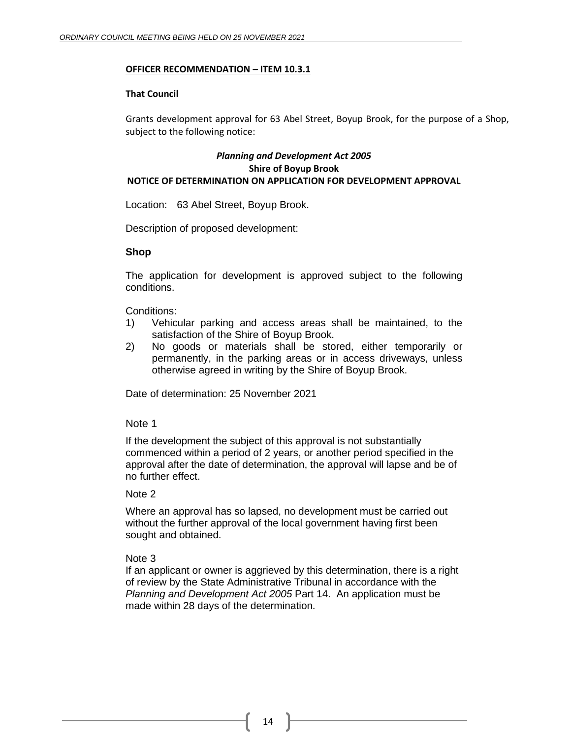**OFFICER RECOMMENDATION – ITEM 10.3.1**

**That Council**

Grants development approval for 63 Abel Street, Boyup Brook, for the purpose of a Shop, subject to the following notice:

***Planning and Development Act 2005***
**Shire of Boyup Brook**
**NOTICE OF DETERMINATION ON APPLICATION FOR DEVELOPMENT APPROVAL**

Location: 63 Abel Street, Boyup Brook.

Description of proposed development:

**Shop**

The application for development is approved subject to the following conditions.

Conditions:

1) Vehicular parking and access areas shall be maintained, to the satisfaction of the Shire of Boyup Brook.
2) No goods or materials shall be stored, either temporarily or permanently, in the parking areas or in access driveways, unless otherwise agreed in writing by the Shire of Boyup Brook.

Date of determination: 25 November 2021

Note 1

If the development the subject of this approval is not substantially commenced within a period of 2 years, or another period specified in the approval after the date of determination, the approval will lapse and be of no further effect.

Note 2

Where an approval has so lapsed, no development must be carried out without the further approval of the local government having first been sought and obtained.

Note 3

If an applicant or owner is aggrieved by this determination, there is a right of review by the State Administrative Tribunal in accordance with the *Planning and Development Act 2005* Part 14. An application must be made within 28 days of the determination.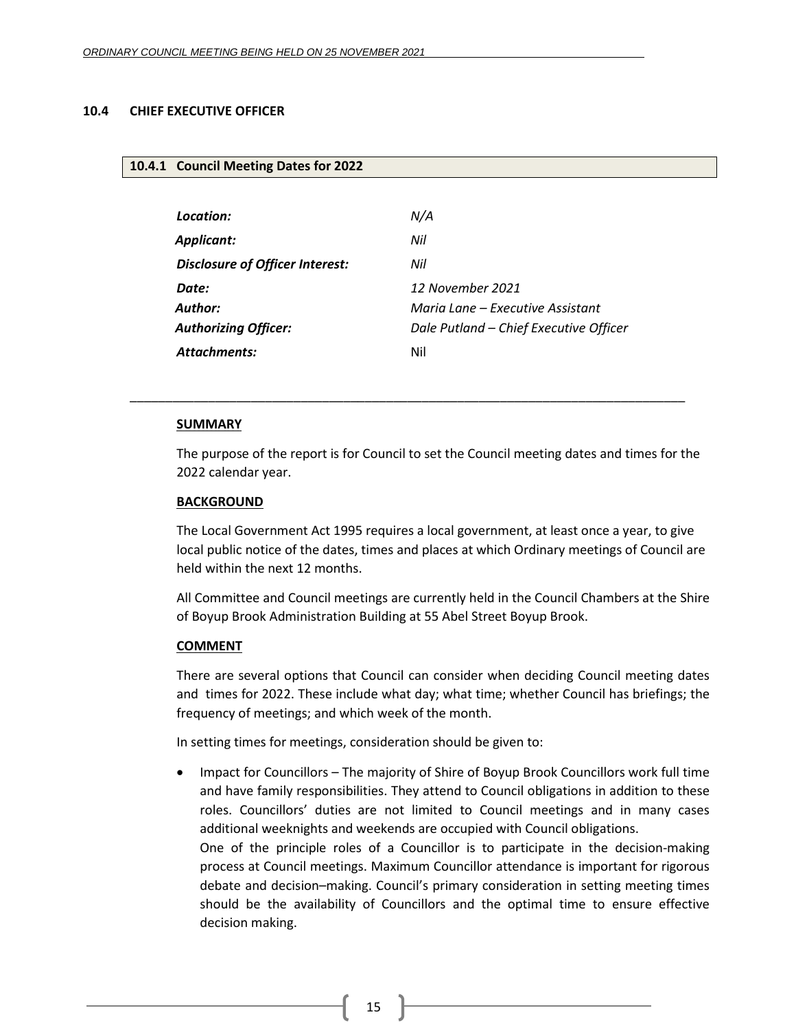## 10.4 CHIEF EXECUTIVE OFFICER

### 10.4.1 Council Meeting Dates for 2022

| | |
|---|---|
| ***Location:*** | *N/A* |
| ***Applicant:*** | *Nil* |
| ***Disclosure of Officer Interest:*** | *Nil* |
| ***Date:*** | *12 November 2021* |
| ***Author:*** | *Maria Lane – Executive Assistant* |
| ***Authorizing Officer:*** | *Dale Putland – Chief Executive Officer* |
| ***Attachments:*** | Nil |

---

**SUMMARY**

The purpose of the report is for Council to set the Council meeting dates and times for the 2022 calendar year.

**BACKGROUND**

The Local Government Act 1995 requires a local government, at least once a year, to give local public notice of the dates, times and places at which Ordinary meetings of Council are held within the next 12 months.

All Committee and Council meetings are currently held in the Council Chambers at the Shire of Boyup Brook Administration Building at 55 Abel Street Boyup Brook.

**COMMENT**

There are several options that Council can consider when deciding Council meeting dates and times for 2022. These include what day; what time; whether Council has briefings; the frequency of meetings; and which week of the month.

In setting times for meetings, consideration should be given to:

- Impact for Councillors – The majority of Shire of Boyup Brook Councillors work full time and have family responsibilities. They attend to Council obligations in addition to these roles. Councillors' duties are not limited to Council meetings and in many cases additional weeknights and weekends are occupied with Council obligations.
  One of the principle roles of a Councillor is to participate in the decision-making process at Council meetings. Maximum Councillor attendance is important for rigorous debate and decision–making. Council's primary consideration in setting meeting times should be the availability of Councillors and the optimal time to ensure effective decision making.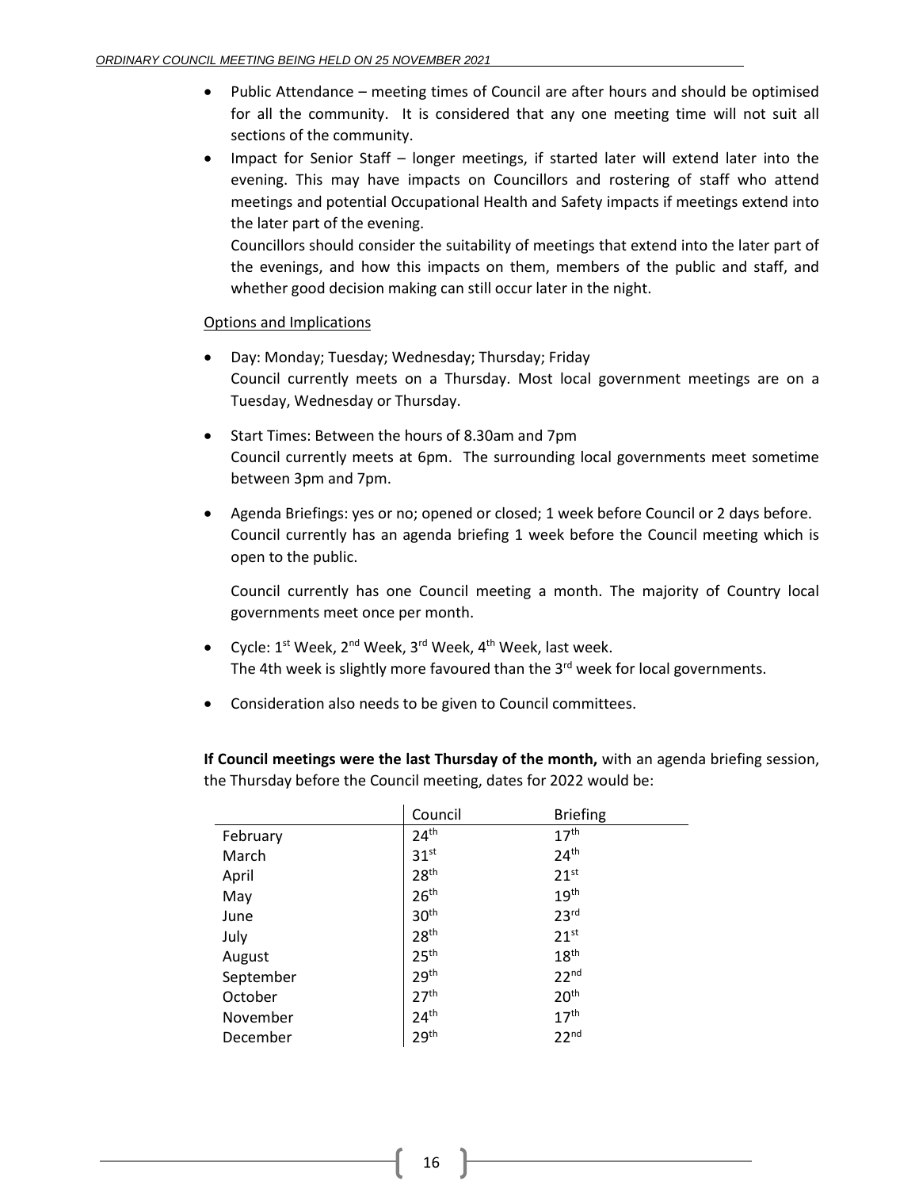- Public Attendance – meeting times of Council are after hours and should be optimised for all the community. It is considered that any one meeting time will not suit all sections of the community.
- Impact for Senior Staff – longer meetings, if started later will extend later into the evening. This may have impacts on Councillors and rostering of staff who attend meetings and potential Occupational Health and Safety impacts if meetings extend into the later part of the evening.

  Councillors should consider the suitability of meetings that extend into the later part of the evenings, and how this impacts on them, members of the public and staff, and whether good decision making can still occur later in the night.

Options and Implications

- Day: Monday; Tuesday; Wednesday; Thursday; Friday
  Council currently meets on a Thursday. Most local government meetings are on a Tuesday, Wednesday or Thursday.

- Start Times: Between the hours of 8.30am and 7pm
  Council currently meets at 6pm. The surrounding local governments meet sometime between 3pm and 7pm.

- Agenda Briefings: yes or no; opened or closed; 1 week before Council or 2 days before.
  Council currently has an agenda briefing 1 week before the Council meeting which is open to the public.

  Council currently has one Council meeting a month. The majority of Country local governments meet once per month.

- Cycle: 1st Week, 2nd Week, 3rd Week, 4th Week, last week.
  The 4th week is slightly more favoured than the 3rd week for local governments.

- Consideration also needs to be given to Council committees.

**If Council meetings were the last Thursday of the month,** with an agenda briefing session, the Thursday before the Council meeting, dates for 2022 would be:

| | Council | Briefing |
|---|---|---|
| February | 24th | 17th |
| March | 31st | 24th |
| April | 28th | 21st |
| May | 26th | 19th |
| June | 30th | 23rd |
| July | 28th | 21st |
| August | 25th | 18th |
| September | 29th | 22nd |
| October | 27th | 20th |
| November | 24th | 17th |
| December | 29th | 22nd |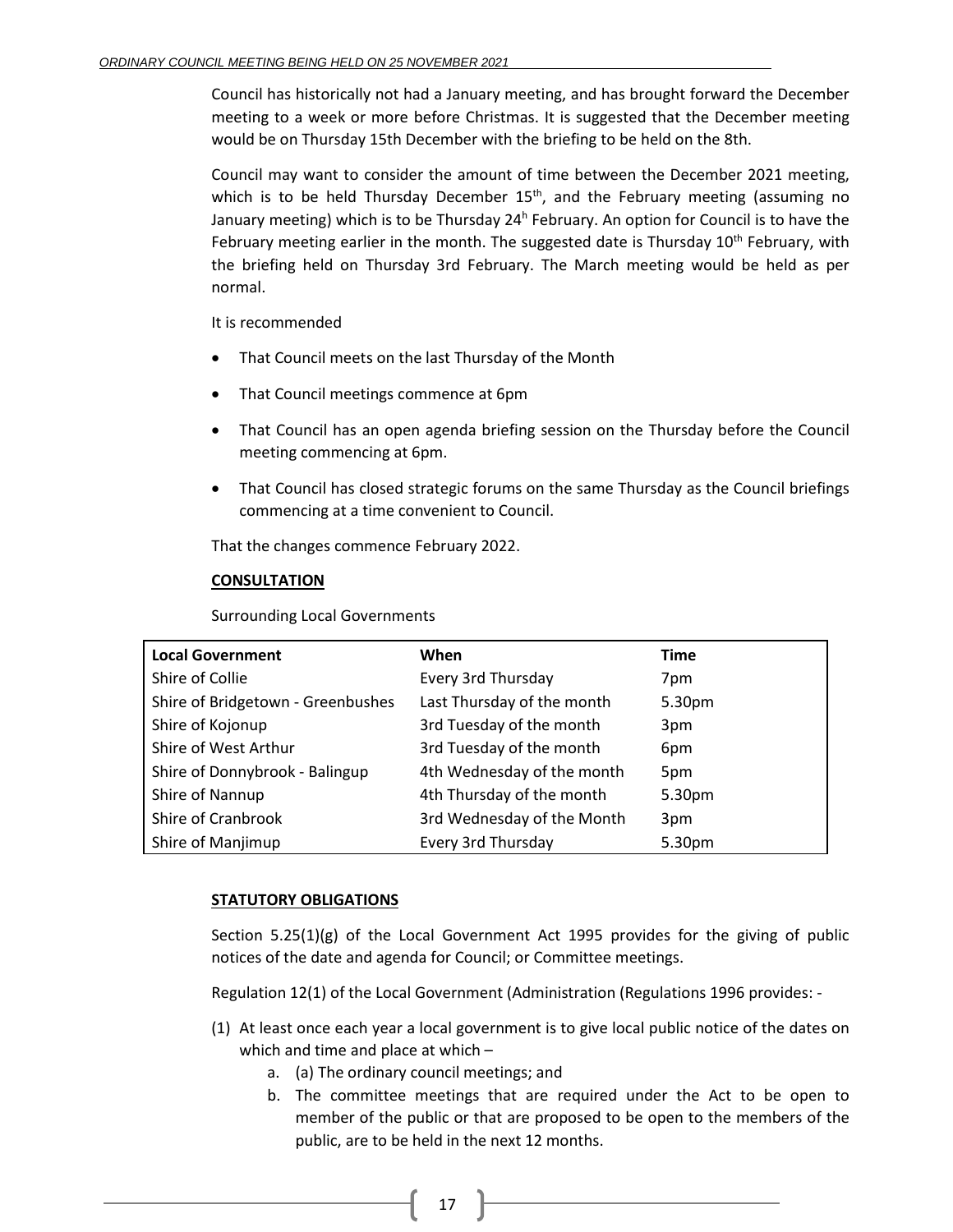Council has historically not had a January meeting, and has brought forward the December meeting to a week or more before Christmas. It is suggested that the December meeting would be on Thursday 15th December with the briefing to be held on the 8th.

Council may want to consider the amount of time between the December 2021 meeting, which is to be held Thursday December 15th, and the February meeting (assuming no January meeting) which is to be Thursday 24h February. An option for Council is to have the February meeting earlier in the month. The suggested date is Thursday 10th February, with the briefing held on Thursday 3rd February. The March meeting would be held as per normal.

It is recommended

- That Council meets on the last Thursday of the Month
- That Council meetings commence at 6pm
- That Council has an open agenda briefing session on the Thursday before the Council meeting commencing at 6pm.
- That Council has closed strategic forums on the same Thursday as the Council briefings commencing at a time convenient to Council.

That the changes commence February 2022.

**CONSULTATION**

Surrounding Local Governments

| Local Government | When | Time |
|---|---|---|
| Shire of Collie | Every 3rd Thursday | 7pm |
| Shire of Bridgetown - Greenbushes | Last Thursday of the month | 5.30pm |
| Shire of Kojonup | 3rd Tuesday of the month | 3pm |
| Shire of West Arthur | 3rd Tuesday of the month | 6pm |
| Shire of Donnybrook - Balingup | 4th Wednesday of the month | 5pm |
| Shire of Nannup | 4th Thursday of the month | 5.30pm |
| Shire of Cranbrook | 3rd Wednesday of the Month | 3pm |
| Shire of Manjimup | Every 3rd Thursday | 5.30pm |

**STATUTORY OBLIGATIONS**

Section 5.25(1)(g) of the Local Government Act 1995 provides for the giving of public notices of the date and agenda for Council; or Committee meetings.

Regulation 12(1) of the Local Government (Administration (Regulations 1996 provides: -

(1) At least once each year a local government is to give local public notice of the dates on which and time and place at which –
    a. (a) The ordinary council meetings; and
    b. The committee meetings that are required under the Act to be open to member of the public or that are proposed to be open to the members of the public, are to be held in the next 12 months.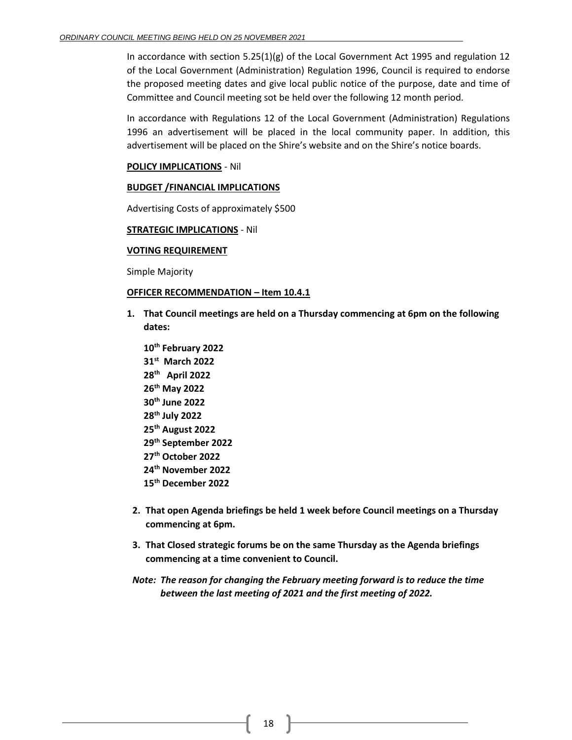In accordance with section 5.25(1)(g) of the Local Government Act 1995 and regulation 12 of the Local Government (Administration) Regulation 1996, Council is required to endorse the proposed meeting dates and give local public notice of the purpose, date and time of Committee and Council meeting sot be held over the following 12 month period.

In accordance with Regulations 12 of the Local Government (Administration) Regulations 1996 an advertisement will be placed in the local community paper. In addition, this advertisement will be placed on the Shire's website and on the Shire's notice boards.

**POLICY IMPLICATIONS** - Nil

**BUDGET /FINANCIAL IMPLICATIONS**

Advertising Costs of approximately $500

**STRATEGIC IMPLICATIONS** - Nil

**VOTING REQUIREMENT**

Simple Majority

**OFFICER RECOMMENDATION – Item 10.4.1**

1. **That Council meetings are held on a Thursday commencing at 6pm on the following dates:**

   **10th February 2022**
   **31st March 2022**
   **28th April 2022**
   **26th May 2022**
   **30th June 2022**
   **28th July 2022**
   **25th August 2022**
   **29th September 2022**
   **27th October 2022**
   **24th November 2022**
   **15th December 2022**

2. **That open Agenda briefings be held 1 week before Council meetings on a Thursday commencing at 6pm.**

3. **That Closed strategic forums be on the same Thursday as the Agenda briefings commencing at a time convenient to Council.**

***Note: The reason for changing the February meeting forward is to reduce the time between the last meeting of 2021 and the first meeting of 2022.***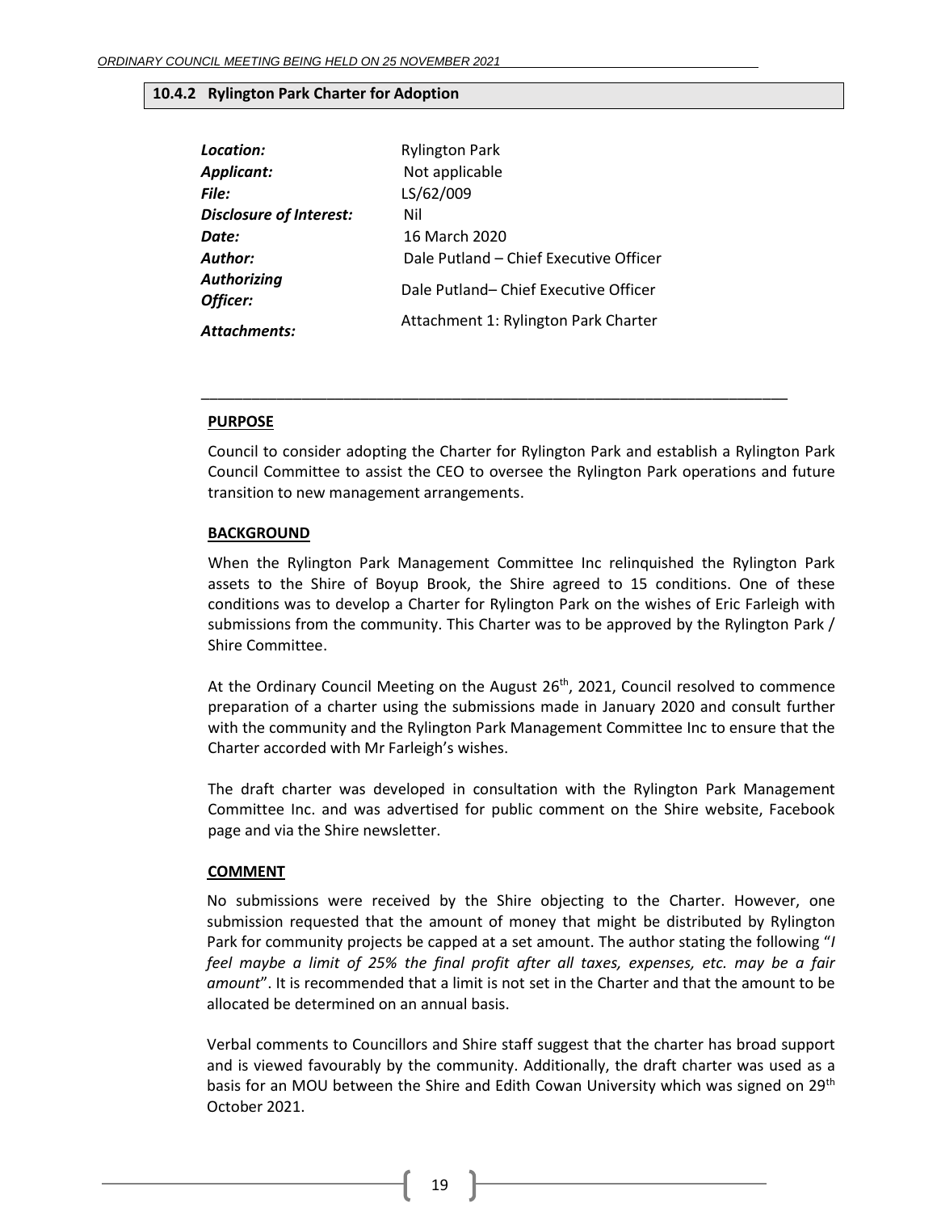### 10.4.2 Rylington Park Charter for Adoption

| | |
|---|---|
| ***Location:*** | Rylington Park |
| ***Applicant:*** | Not applicable |
| ***File:*** | LS/62/009 |
| ***Disclosure of Interest:*** | Nil |
| ***Date:*** | 16 March 2020 |
| ***Author:*** | Dale Putland – Chief Executive Officer |
| ***Authorizing Officer:*** | Dale Putland– Chief Executive Officer |
| ***Attachments:*** | Attachment 1: Rylington Park Charter |

---

**PURPOSE**

Council to consider adopting the Charter for Rylington Park and establish a Rylington Park Council Committee to assist the CEO to oversee the Rylington Park operations and future transition to new management arrangements.

**BACKGROUND**

When the Rylington Park Management Committee Inc relinquished the Rylington Park assets to the Shire of Boyup Brook, the Shire agreed to 15 conditions. One of these conditions was to develop a Charter for Rylington Park on the wishes of Eric Farleigh with submissions from the community. This Charter was to be approved by the Rylington Park / Shire Committee.

At the Ordinary Council Meeting on the August 26th, 2021, Council resolved to commence preparation of a charter using the submissions made in January 2020 and consult further with the community and the Rylington Park Management Committee Inc to ensure that the Charter accorded with Mr Farleigh's wishes.

The draft charter was developed in consultation with the Rylington Park Management Committee Inc. and was advertised for public comment on the Shire website, Facebook page and via the Shire newsletter.

**COMMENT**

No submissions were received by the Shire objecting to the Charter. However, one submission requested that the amount of money that might be distributed by Rylington Park for community projects be capped at a set amount. The author stating the following "*I feel maybe a limit of 25% the final profit after all taxes, expenses, etc. may be a fair amount*". It is recommended that a limit is not set in the Charter and that the amount to be allocated be determined on an annual basis.

Verbal comments to Councillors and Shire staff suggest that the charter has broad support and is viewed favourably by the community. Additionally, the draft charter was used as a basis for an MOU between the Shire and Edith Cowan University which was signed on 29th October 2021.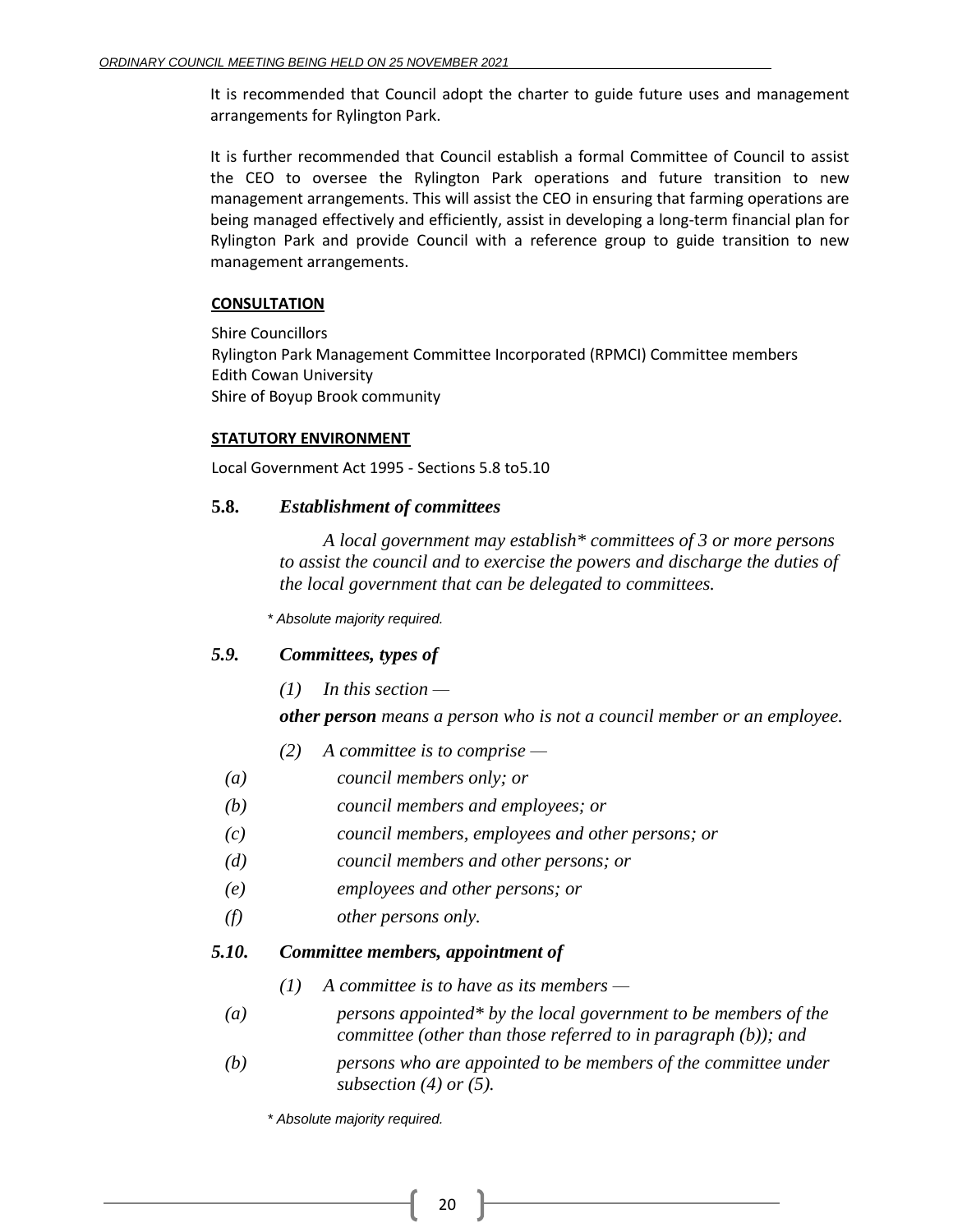It is recommended that Council adopt the charter to guide future uses and management arrangements for Rylington Park.

It is further recommended that Council establish a formal Committee of Council to assist the CEO to oversee the Rylington Park operations and future transition to new management arrangements. This will assist the CEO in ensuring that farming operations are being managed effectively and efficiently, assist in developing a long-term financial plan for Rylington Park and provide Council with a reference group to guide transition to new management arrangements.

**CONSULTATION**

Shire Councillors
Rylington Park Management Committee Incorporated (RPMCI) Committee members
Edith Cowan University
Shire of Boyup Brook community

**STATUTORY ENVIRONMENT**

Local Government Act 1995 - Sections 5.8 to5.10

### 5.8. *Establishment of committees*

*A local government may establish\* committees of 3 or more persons to assist the council and to exercise the powers and discharge the duties of the local government that can be delegated to committees.*

*\* Absolute majority required.*

### *5.9. Committees, types of*

*(1) In this section —*

***other person*** *means a person who is not a council member or an employee.*

*(2) A committee is to comprise —*

*(a) council members only; or*
*(b) council members and employees; or*
*(c) council members, employees and other persons; or*
*(d) council members and other persons; or*
*(e) employees and other persons; or*
*(f) other persons only.*

### *5.10. Committee members, appointment of*

*(1) A committee is to have as its members —*

*(a) persons appointed\* by the local government to be members of the committee (other than those referred to in paragraph (b)); and*
*(b) persons who are appointed to be members of the committee under subsection (4) or (5).*

*\* Absolute majority required.*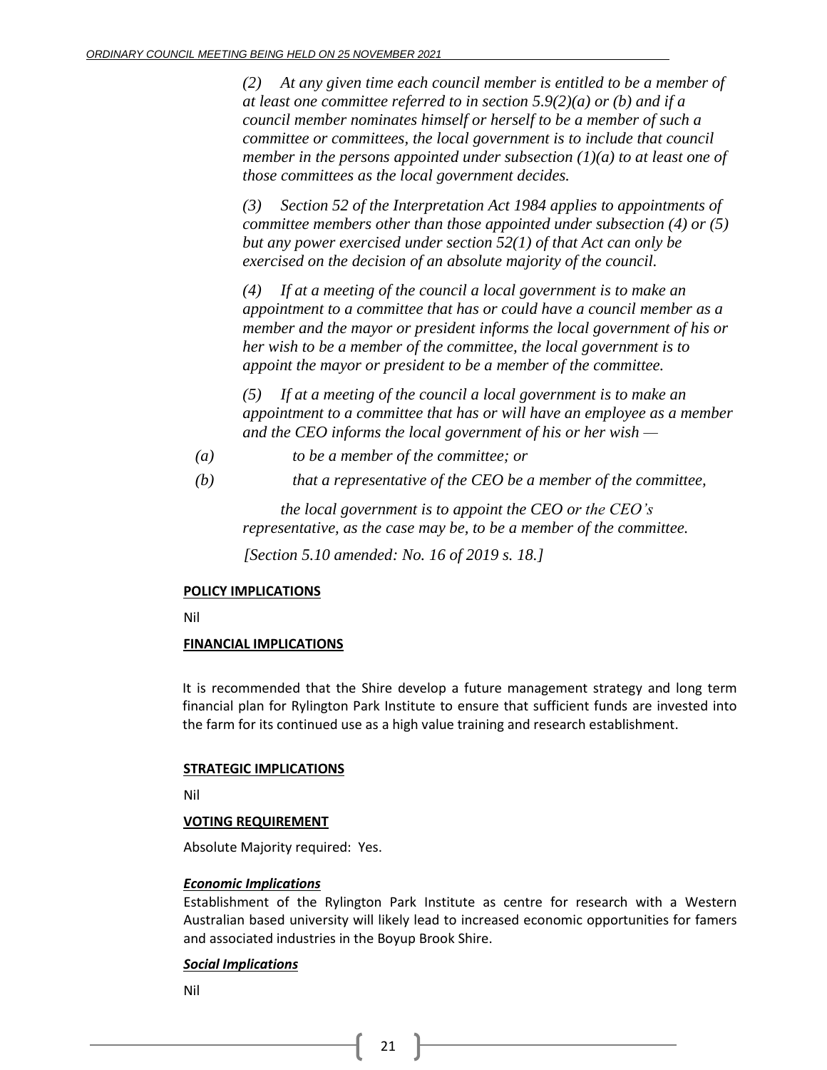*(2) At any given time each council member is entitled to be a member of at least one committee referred to in section 5.9(2)(a) or (b) and if a council member nominates himself or herself to be a member of such a committee or committees, the local government is to include that council member in the persons appointed under subsection (1)(a) to at least one of those committees as the local government decides.*

*(3) Section 52 of the Interpretation Act 1984 applies to appointments of committee members other than those appointed under subsection (4) or (5) but any power exercised under section 52(1) of that Act can only be exercised on the decision of an absolute majority of the council.*

*(4) If at a meeting of the council a local government is to make an appointment to a committee that has or could have a council member as a member and the mayor or president informs the local government of his or her wish to be a member of the committee, the local government is to appoint the mayor or president to be a member of the committee.*

*(5) If at a meeting of the council a local government is to make an appointment to a committee that has or will have an employee as a member and the CEO informs the local government of his or her wish —*

*(a) to be a member of the committee; or*

*(b) that a representative of the CEO be a member of the committee,*

*the local government is to appoint the CEO or the CEO's representative, as the case may be, to be a member of the committee.*

*[Section 5.10 amended: No. 16 of 2019 s. 18.]*

**POLICY IMPLICATIONS**

Nil

**FINANCIAL IMPLICATIONS**

It is recommended that the Shire develop a future management strategy and long term financial plan for Rylington Park Institute to ensure that sufficient funds are invested into the farm for its continued use as a high value training and research establishment.

**STRATEGIC IMPLICATIONS**

Nil

**VOTING REQUIREMENT**

Absolute Majority required: Yes.

***Economic Implications***

Establishment of the Rylington Park Institute as centre for research with a Western Australian based university will likely lead to increased economic opportunities for famers and associated industries in the Boyup Brook Shire.

***Social Implications***

Nil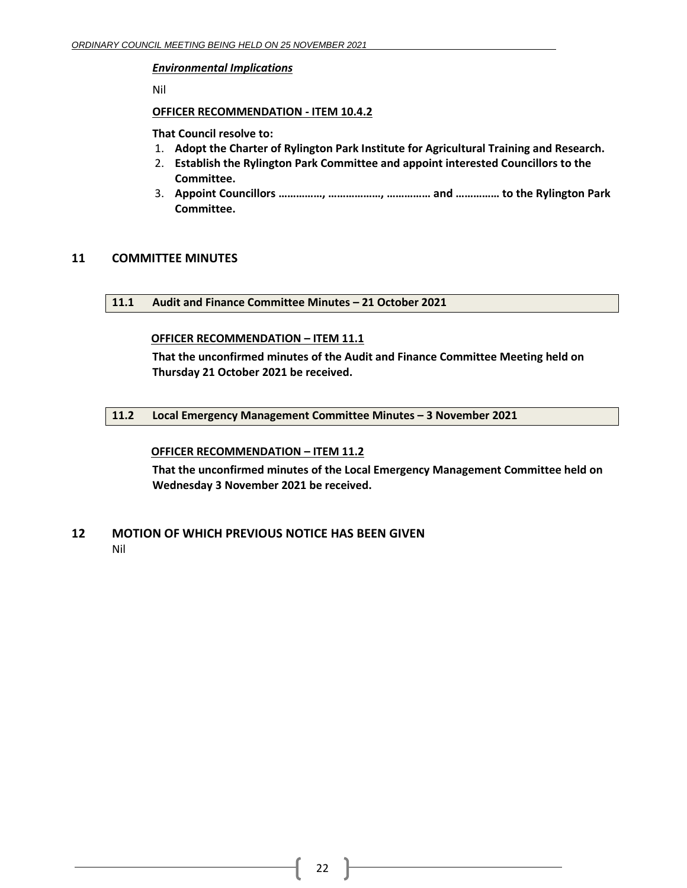***Environmental Implications***

Nil

**OFFICER RECOMMENDATION - ITEM 10.4.2**

**That Council resolve to:**

1. **Adopt the Charter of Rylington Park Institute for Agricultural Training and Research.**
2. **Establish the Rylington Park Committee and appoint interested Councillors to the Committee.**
3. **Appoint Councillors ……………, ………………, …………… and …………… to the Rylington Park Committee.**

# 11 COMMITTEE MINUTES

## 11.1 Audit and Finance Committee Minutes – 21 October 2021

**OFFICER RECOMMENDATION – ITEM 11.1**

**That the unconfirmed minutes of the Audit and Finance Committee Meeting held on Thursday 21 October 2021 be received.**

## 11.2 Local Emergency Management Committee Minutes – 3 November 2021

**OFFICER RECOMMENDATION – ITEM 11.2**

**That the unconfirmed minutes of the Local Emergency Management Committee held on Wednesday 3 November 2021 be received.**

# 12 MOTION OF WHICH PREVIOUS NOTICE HAS BEEN GIVEN

Nil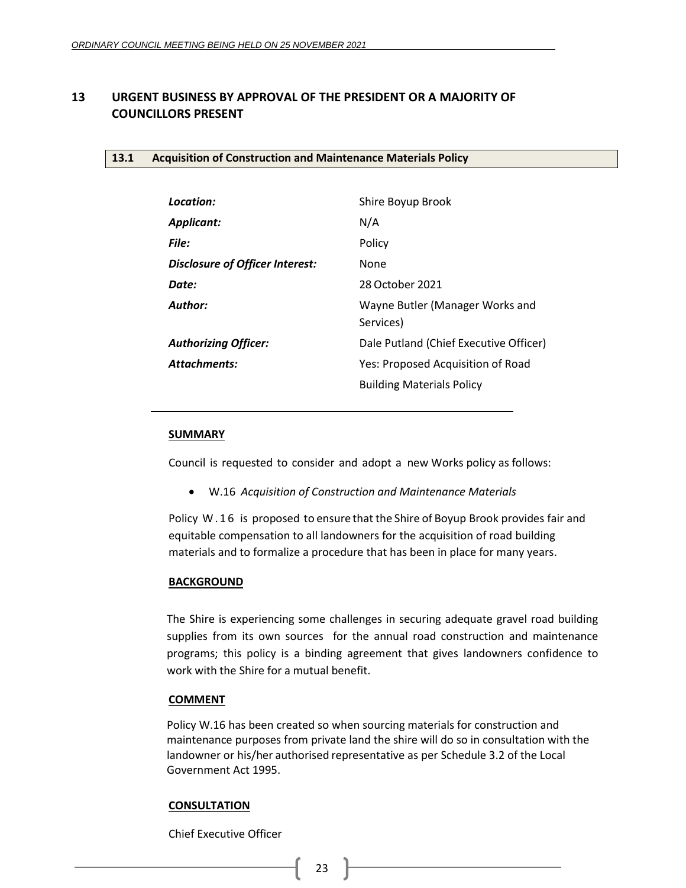# 13 URGENT BUSINESS BY APPROVAL OF THE PRESIDENT OR A MAJORITY OF COUNCILLORS PRESENT

## 13.1 Acquisition of Construction and Maintenance Materials Policy

| | |
|---|---|
| ***Location:*** | Shire Boyup Brook |
| ***Applicant:*** | N/A |
| ***File:*** | Policy |
| ***Disclosure of Officer Interest:*** | None |
| ***Date:*** | 28 October 2021 |
| ***Author:*** | Wayne Butler (Manager Works and Services) |
| ***Authorizing Officer:*** | Dale Putland (Chief Executive Officer) |
| ***Attachments:*** | Yes: Proposed Acquisition of Road Building Materials Policy |

**SUMMARY**

Council is requested to consider and adopt a new Works policy as follows:

- W.16 *Acquisition of Construction and Maintenance Materials*

Policy W.16 is proposed to ensure that the Shire of Boyup Brook provides fair and equitable compensation to all landowners for the acquisition of road building materials and to formalize a procedure that has been in place for many years.

**BACKGROUND**

The Shire is experiencing some challenges in securing adequate gravel road building supplies from its own sources for the annual road construction and maintenance programs; this policy is a binding agreement that gives landowners confidence to work with the Shire for a mutual benefit.

**COMMENT**

Policy W.16 has been created so when sourcing materials for construction and maintenance purposes from private land the shire will do so in consultation with the landowner or his/her authorised representative as per Schedule 3.2 of the Local Government Act 1995.

**CONSULTATION**

Chief Executive Officer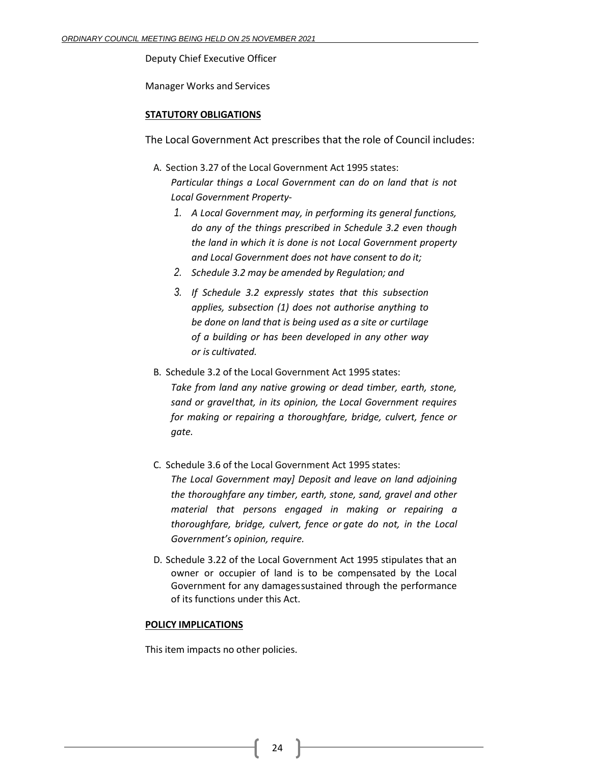Deputy Chief Executive Officer

Manager Works and Services

**STATUTORY OBLIGATIONS**

The Local Government Act prescribes that the role of Council includes:

A. Section 3.27 of the Local Government Act 1995 states:
   *Particular things a Local Government can do on land that is not Local Government Property-*
   1. *A Local Government may, in performing its general functions, do any of the things prescribed in Schedule 3.2 even though the land in which it is done is not Local Government property and Local Government does not have consent to do it;*
   2. *Schedule 3.2 may be amended by Regulation; and*
   3. *If Schedule 3.2 expressly states that this subsection applies, subsection (1) does not authorise anything to be done on land that is being used as a site or curtilage of a building or has been developed in any other way or is cultivated.*

B. Schedule 3.2 of the Local Government Act 1995 states:
   *Take from land any native growing or dead timber, earth, stone, sand or gravelthat, in its opinion, the Local Government requires for making or repairing a thoroughfare, bridge, culvert, fence or gate.*

C. Schedule 3.6 of the Local Government Act 1995 states:
   *The Local Government may] Deposit and leave on land adjoining the thoroughfare any timber, earth, stone, sand, gravel and other material that persons engaged in making or repairing a thoroughfare, bridge, culvert, fence or gate do not, in the Local Government's opinion, require.*

D. Schedule 3.22 of the Local Government Act 1995 stipulates that an owner or occupier of land is to be compensated by the Local Government for any damagessustained through the performance of its functions under this Act.

**POLICY IMPLICATIONS**

This item impacts no other policies.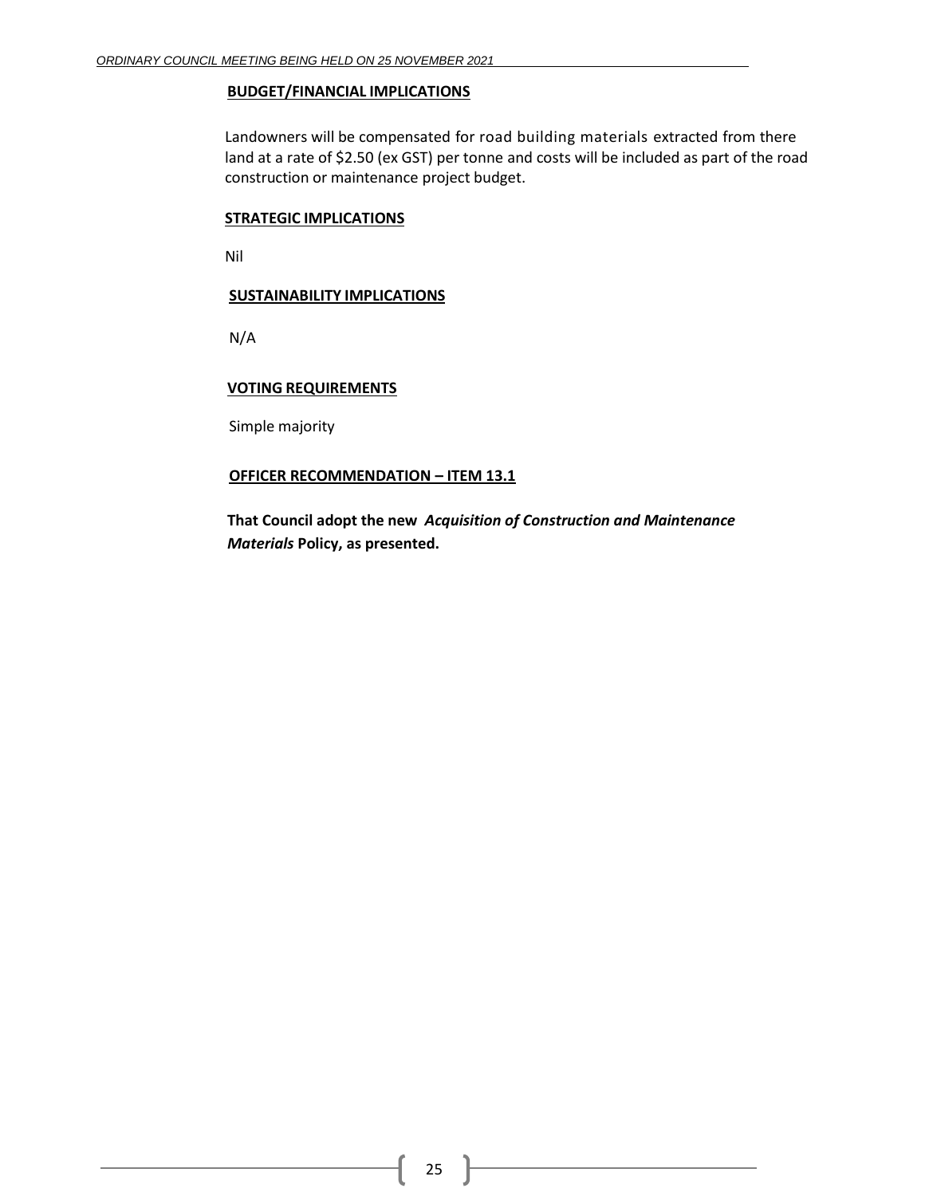**BUDGET/FINANCIAL IMPLICATIONS**

Landowners will be compensated for road building materials extracted from there land at a rate of $2.50 (ex GST) per tonne and costs will be included as part of the road construction or maintenance project budget.

**STRATEGIC IMPLICATIONS**

Nil

**SUSTAINABILITY IMPLICATIONS**

N/A

**VOTING REQUIREMENTS**

Simple majority

**OFFICER RECOMMENDATION – ITEM 13.1**

**That Council adopt the new *Acquisition of Construction and Maintenance Materials* Policy, as presented.**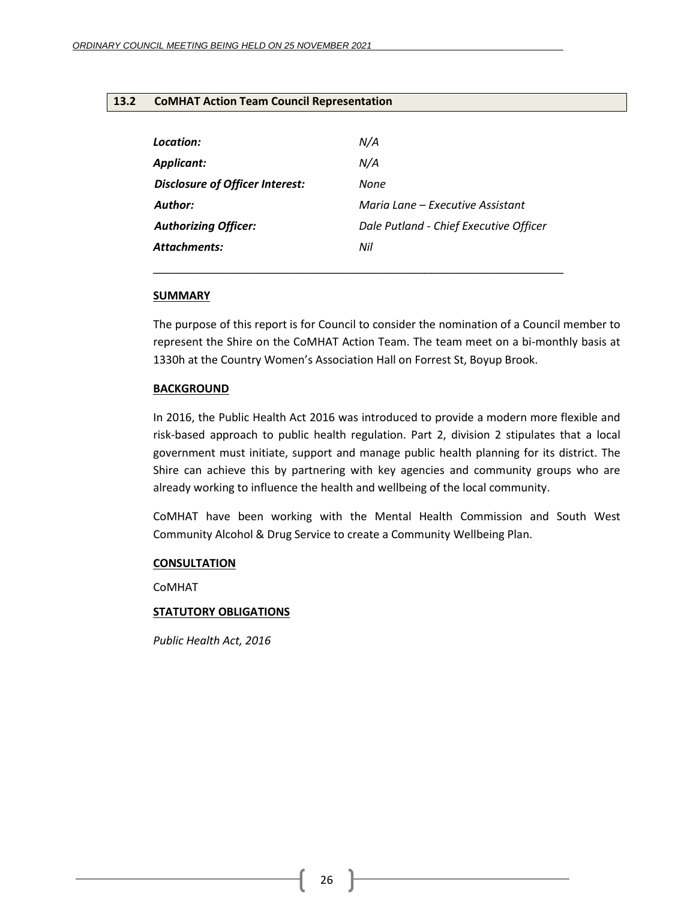## 13.2 CoMHAT Action Team Council Representation

| | |
|---|---|
| ***Location:*** | *N/A* |
| ***Applicant:*** | *N/A* |
| ***Disclosure of Officer Interest:*** | *None* |
| ***Author:*** | *Maria Lane – Executive Assistant* |
| ***Authorizing Officer:*** | *Dale Putland - Chief Executive Officer* |
| ***Attachments:*** | *Nil* |

---

**SUMMARY**

The purpose of this report is for Council to consider the nomination of a Council member to represent the Shire on the CoMHAT Action Team. The team meet on a bi-monthly basis at 1330h at the Country Women's Association Hall on Forrest St, Boyup Brook.

**BACKGROUND**

In 2016, the Public Health Act 2016 was introduced to provide a modern more flexible and risk-based approach to public health regulation. Part 2, division 2 stipulates that a local government must initiate, support and manage public health planning for its district. The Shire can achieve this by partnering with key agencies and community groups who are already working to influence the health and wellbeing of the local community.

CoMHAT have been working with the Mental Health Commission and South West Community Alcohol & Drug Service to create a Community Wellbeing Plan.

**CONSULTATION**

CoMHAT

**STATUTORY OBLIGATIONS**

*Public Health Act, 2016*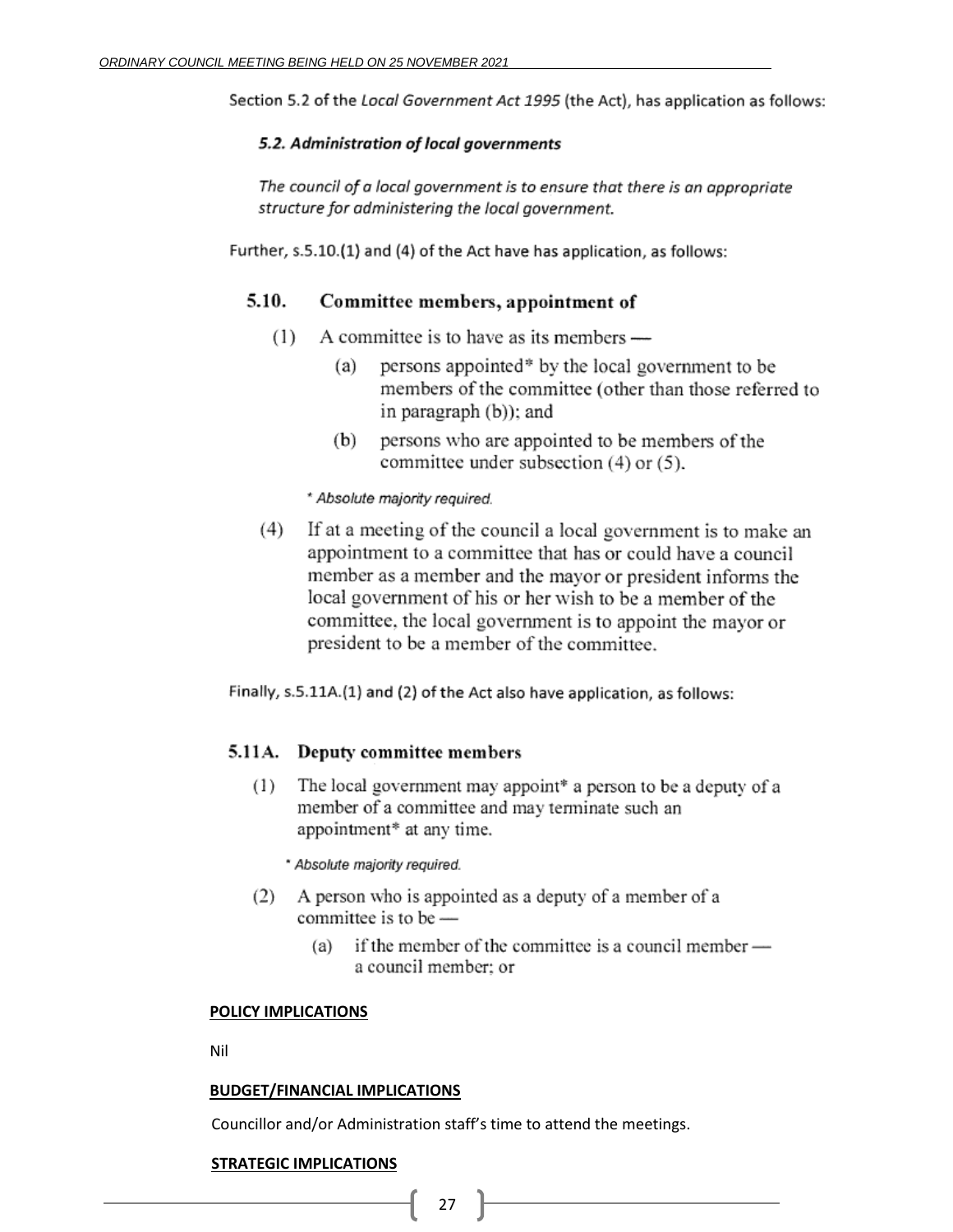Section 5.2 of the *Local Government Act 1995* (the Act), has application as follows:

> ***5.2. Administration of local governments***
>
> *The council of a local government is to ensure that there is an appropriate structure for administering the local government.*

Further, s.5.10.(1) and (4) of the Act have has application, as follows:

> **5.10. Committee members, appointment of**
>
> (1) A committee is to have as its members —
>
> (a) persons appointed* by the local government to be members of the committee (other than those referred to in paragraph (b)); and
>
> (b) persons who are appointed to be members of the committee under subsection (4) or (5).
>
> *\* Absolute majority required.*
>
> (4) If at a meeting of the council a local government is to make an appointment to a committee that has or could have a council member as a member and the mayor or president informs the local government of his or her wish to be a member of the committee, the local government is to appoint the mayor or president to be a member of the committee.

Finally, s.5.11A.(1) and (2) of the Act also have application, as follows:

> **5.11A. Deputy committee members**
>
> (1) The local government may appoint* a person to be a deputy of a member of a committee and may terminate such an appointment* at any time.
>
> *\* Absolute majority required.*
>
> (2) A person who is appointed as a deputy of a member of a committee is to be —
>
> (a) if the member of the committee is a council member — a council member; or

**POLICY IMPLICATIONS**

Nil

**BUDGET/FINANCIAL IMPLICATIONS**

Councillor and/or Administration staff's time to attend the meetings.

**STRATEGIC IMPLICATIONS**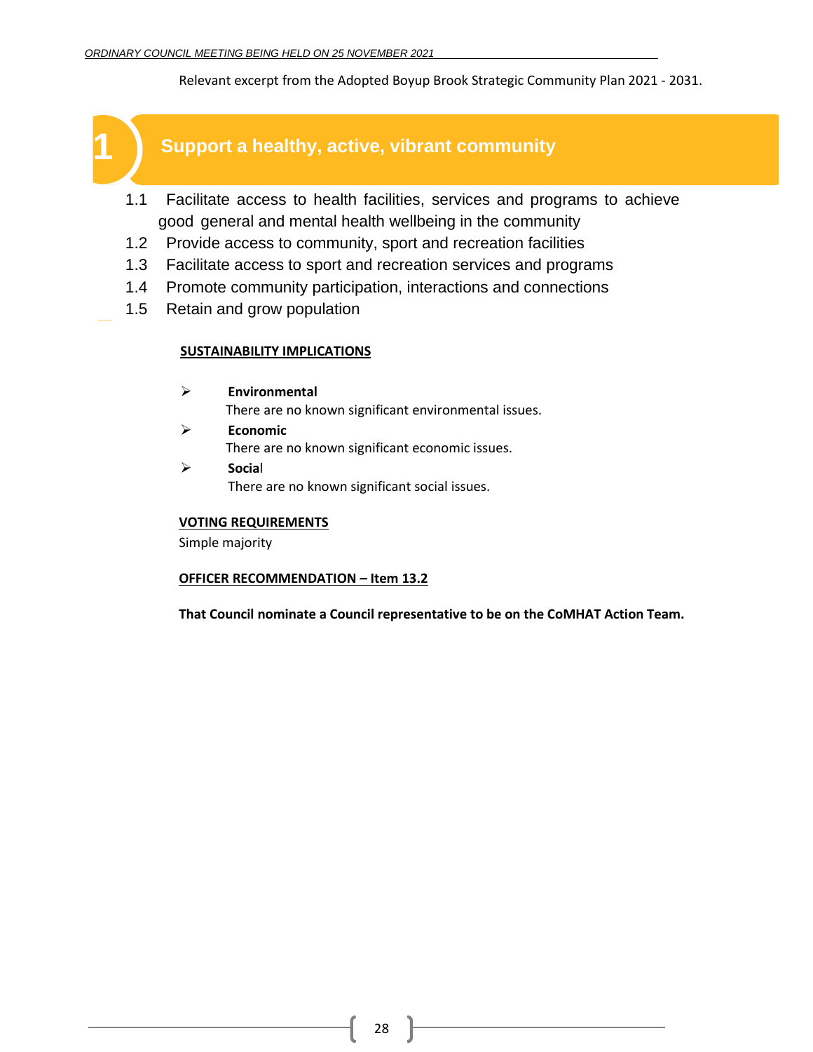Relevant excerpt from the Adopted Boyup Brook Strategic Community Plan 2021 - 2031.

## 1 Support a healthy, active, vibrant community

1.1 Facilitate access to health facilities, services and programs to achieve good general and mental health wellbeing in the community
1.2 Provide access to community, sport and recreation facilities
1.3 Facilitate access to sport and recreation services and programs
1.4 Promote community participation, interactions and connections
1.5 Retain and grow population

**SUSTAINABILITY IMPLICATIONS**

- **Environmental**
  There are no known significant environmental issues.
- **Economic**
  There are no known significant economic issues.
- **Social**
  There are no known significant social issues.

**VOTING REQUIREMENTS**

Simple majority

**OFFICER RECOMMENDATION – Item 13.2**

**That Council nominate a Council representative to be on the CoMHAT Action Team.**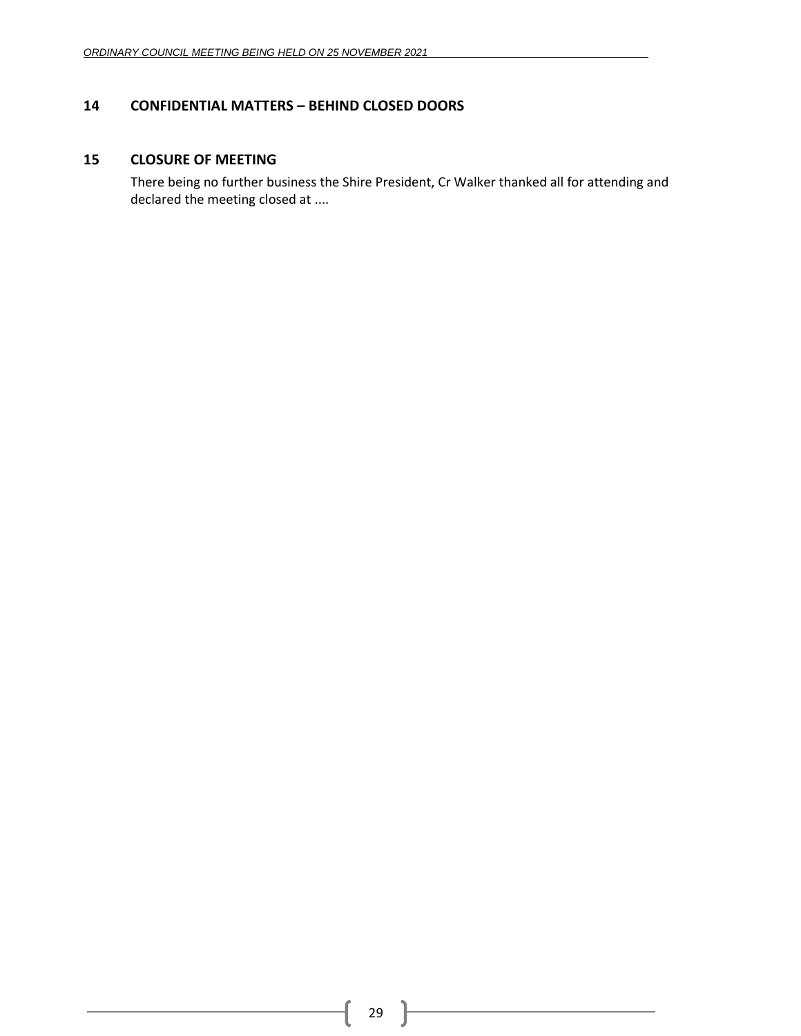## 14 CONFIDENTIAL MATTERS – BEHIND CLOSED DOORS

## 15 CLOSURE OF MEETING

There being no further business the Shire President, Cr Walker thanked all for attending and declared the meeting closed at ....